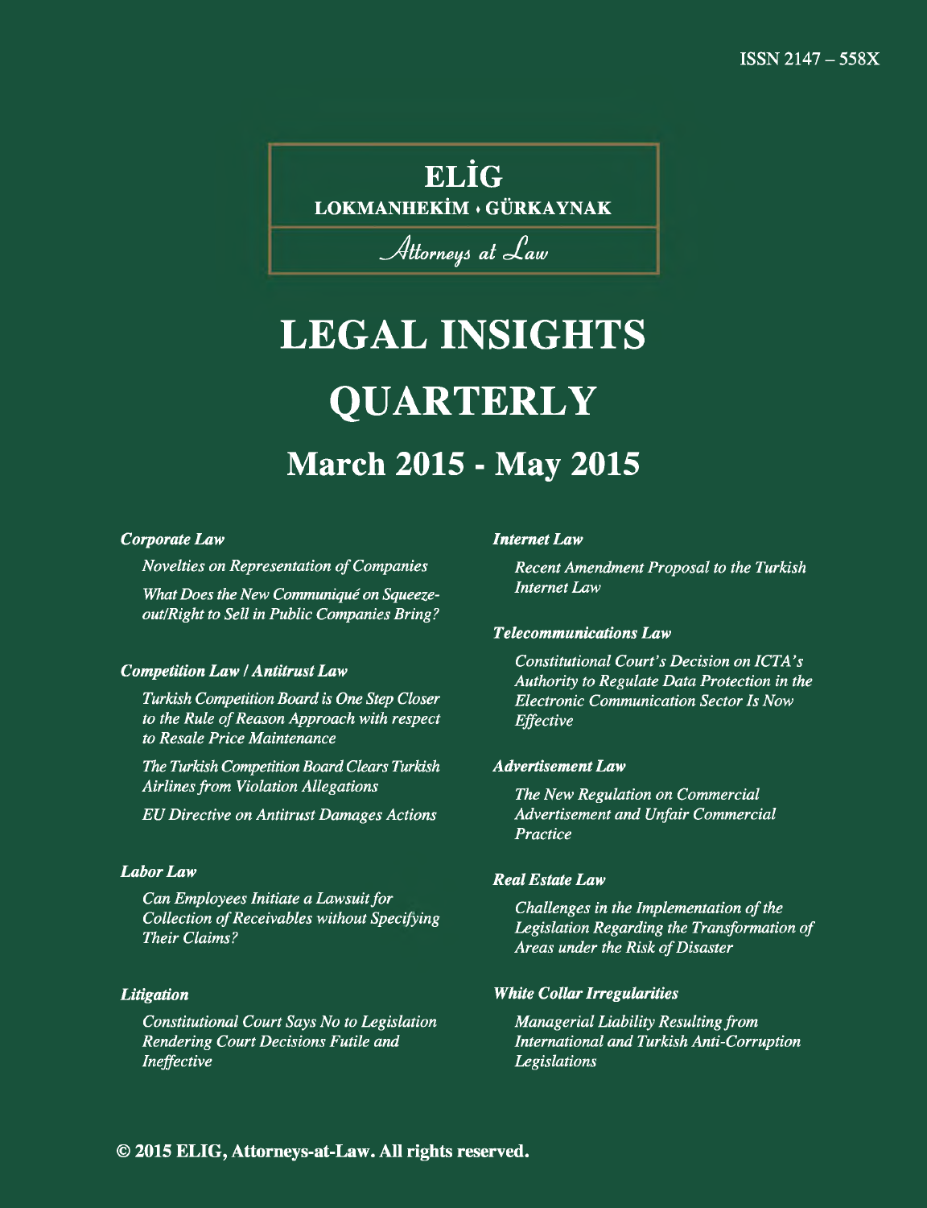ISSN 2147 – 558X

**ELİG**

**LOKMANHEKİM • GÜRKAYNAK**

*Attorneys at Law*

# LEGAL INSIGHTS QUARTERLY

## March 2015 - May 2015

***Corporate Law***

*Novelties on Representation of Companies*

*What Does the New Communiqué on Squeeze-out/Right to Sell in Public Companies Bring?*

***Competition Law / Antitrust Law***

*Turkish Competition Board is One Step Closer to the Rule of Reason Approach with respect to Resale Price Maintenance*

*The Turkish Competition Board Clears Turkish Airlines from Violation Allegations*

*EU Directive on Antitrust Damages Actions*

***Labor Law***

*Can Employees Initiate a Lawsuit for Collection of Receivables without Specifying Their Claims?*

***Litigation***

*Constitutional Court Says No to Legislation Rendering Court Decisions Futile and Ineffective*

***Internet Law***

*Recent Amendment Proposal to the Turkish Internet Law*

***Telecommunications Law***

*Constitutional Court's Decision on ICTA's Authority to Regulate Data Protection in the Electronic Communication Sector Is Now Effective*

***Advertisement Law***

*The New Regulation on Commercial Advertisement and Unfair Commercial Practice*

***Real Estate Law***

*Challenges in the Implementation of the Legislation Regarding the Transformation of Areas under the Risk of Disaster*

***White Collar Irregularities***

*Managerial Liability Resulting from International and Turkish Anti-Corruption Legislations*

**© 2015 ELIG, Attorneys-at-Law. All rights reserved.**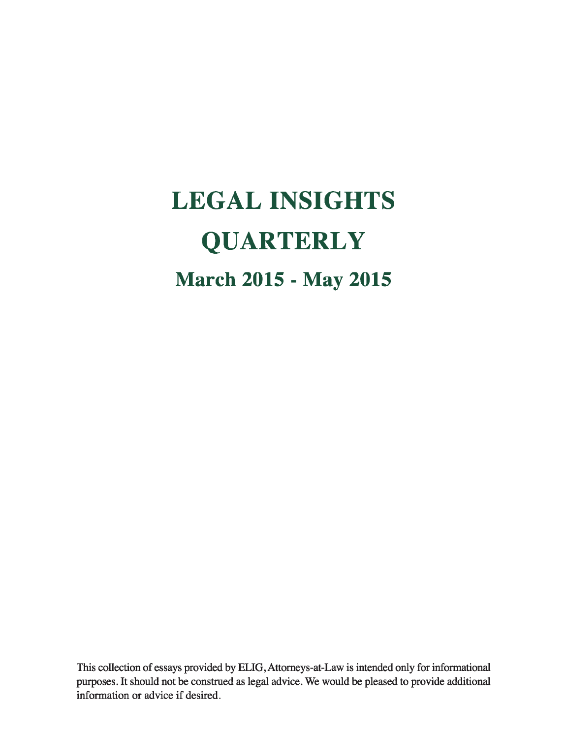# LEGAL INSIGHTS QUARTERLY

## March 2015 - May 2015

This collection of essays provided by ELIG, Attorneys-at-Law is intended only for informational purposes. It should not be construed as legal advice. We would be pleased to provide additional information or advice if desired.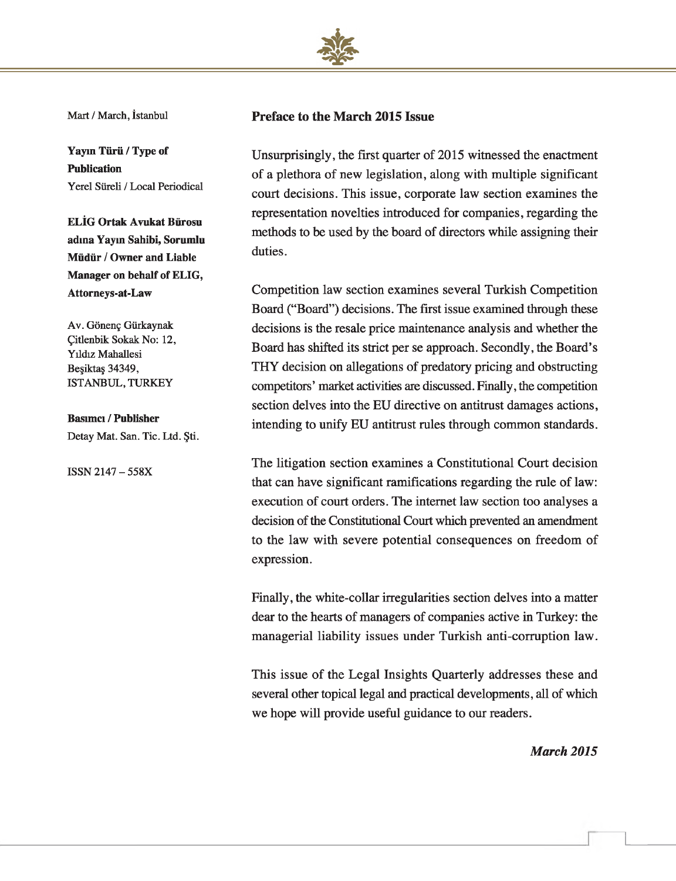Mart / March, İstanbul

**Yayın Türü / Type of Publication**
Yerel Süreli / Local Periodical

**ELİG Ortak Avukat Bürosu adına Yayın Sahibi, Sorumlu Müdür / Owner and Liable Manager on behalf of ELIG, Attorneys-at-Law**

Av. Gönenç Gürkaynak
Çitlenbik Sokak No: 12,
Yıldız Mahallesi
Beşiktaş 34349,
ISTANBUL, TURKEY

**Basımcı / Publisher**
Detay Mat. San. Tic. Ltd. Şti.

ISSN 2147 – 558X

## Preface to the March 2015 Issue

Unsurprisingly, the first quarter of 2015 witnessed the enactment of a plethora of new legislation, along with multiple significant court decisions. This issue, corporate law section examines the representation novelties introduced for companies, regarding the methods to be used by the board of directors while assigning their duties.

Competition law section examines several Turkish Competition Board ("Board") decisions. The first issue examined through these decisions is the resale price maintenance analysis and whether the Board has shifted its strict per se approach. Secondly, the Board's THY decision on allegations of predatory pricing and obstructing competitors' market activities are discussed. Finally, the competition section delves into the EU directive on antitrust damages actions, intending to unify EU antitrust rules through common standards.

The litigation section examines a Constitutional Court decision that can have significant ramifications regarding the rule of law: execution of court orders. The internet law section too analyses a decision of the Constitutional Court which prevented an amendment to the law with severe potential consequences on freedom of expression.

Finally, the white-collar irregularities section delves into a matter dear to the hearts of managers of companies active in Turkey: the managerial liability issues under Turkish anti-corruption law.

This issue of the Legal Insights Quarterly addresses these and several other topical legal and practical developments, all of which we hope will provide useful guidance to our readers.

***March 2015***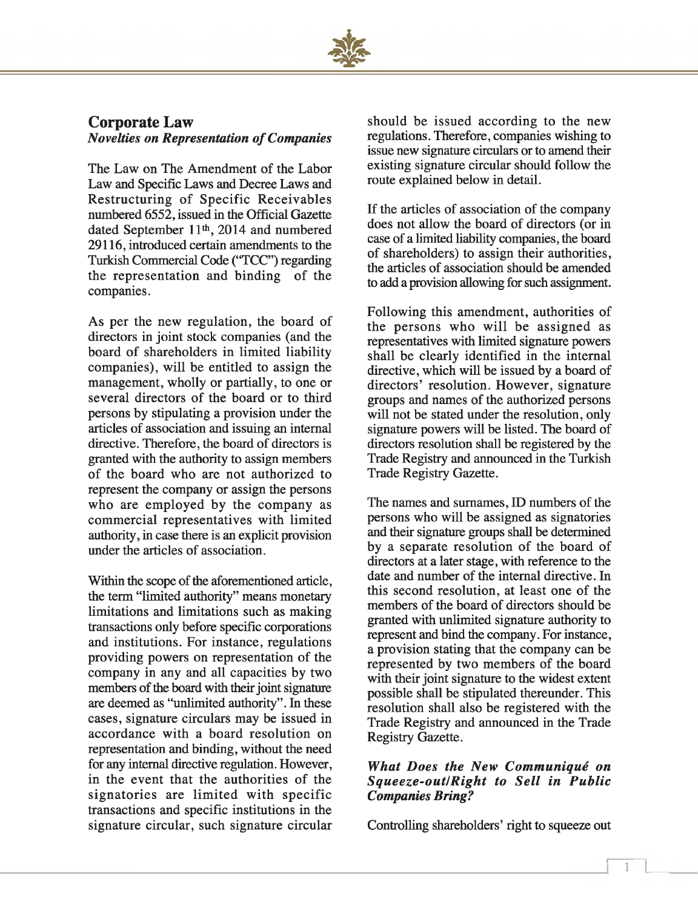## Corporate Law

### *Novelties on Representation of Companies*

The Law on The Amendment of the Labor Law and Specific Laws and Decree Laws and Restructuring of Specific Receivables numbered 6552, issued in the Official Gazette dated September 11th, 2014 and numbered 29116, introduced certain amendments to the Turkish Commercial Code ("TCC") regarding the representation and binding of the companies.

As per the new regulation, the board of directors in joint stock companies (and the board of shareholders in limited liability companies), will be entitled to assign the management, wholly or partially, to one or several directors of the board or to third persons by stipulating a provision under the articles of association and issuing an internal directive. Therefore, the board of directors is granted with the authority to assign members of the board who are not authorized to represent the company or assign the persons who are employed by the company as commercial representatives with limited authority, in case there is an explicit provision under the articles of association.

Within the scope of the aforementioned article, the term "limited authority" means monetary limitations and limitations such as making transactions only before specific corporations and institutions. For instance, regulations providing powers on representation of the company in any and all capacities by two members of the board with their joint signature are deemed as "unlimited authority". In these cases, signature circulars may be issued in accordance with a board resolution on representation and binding, without the need for any internal directive regulation. However, in the event that the authorities of the signatories are limited with specific transactions and specific institutions in the signature circular, such signature circular should be issued according to the new regulations. Therefore, companies wishing to issue new signature circulars or to amend their existing signature circular should follow the route explained below in detail.

If the articles of association of the company does not allow the board of directors (or in case of a limited liability companies, the board of shareholders) to assign their authorities, the articles of association should be amended to add a provision allowing for such assignment.

Following this amendment, authorities of the persons who will be assigned as representatives with limited signature powers shall be clearly identified in the internal directive, which will be issued by a board of directors' resolution. However, signature groups and names of the authorized persons will not be stated under the resolution, only signature powers will be listed. The board of directors resolution shall be registered by the Trade Registry and announced in the Turkish Trade Registry Gazette.

The names and surnames, ID numbers of the persons who will be assigned as signatories and their signature groups shall be determined by a separate resolution of the board of directors at a later stage, with reference to the date and number of the internal directive. In this second resolution, at least one of the members of the board of directors should be granted with unlimited signature authority to represent and bind the company. For instance, a provision stating that the company can be represented by two members of the board with their joint signature to the widest extent possible shall be stipulated thereunder. This resolution shall also be registered with the Trade Registry and announced in the Trade Registry Gazette.

### ***What Does the New Communiqué on Squeeze-out/Right to Sell in Public Companies Bring?***

Controlling shareholders' right to squeeze out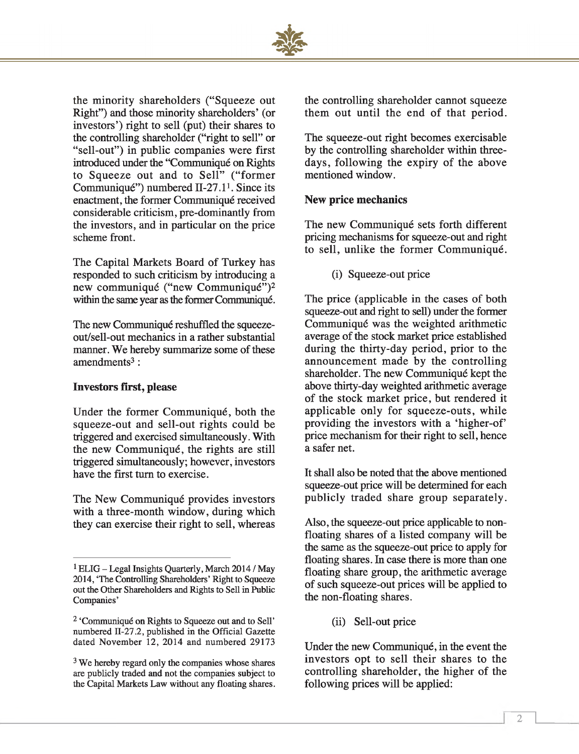the minority shareholders ("Squeeze out Right") and those minority shareholders' (or investors') right to sell (put) their shares to the controlling shareholder ("right to sell" or "sell-out") in public companies were first introduced under the "Communiqué on Rights to Squeeze out and to Sell" ("former Communiqué") numbered II-27.1[1]. Since its enactment, the former Communiqué received considerable criticism, pre-dominantly from the investors, and in particular on the price scheme front.

The Capital Markets Board of Turkey has responded to such criticism by introducing a new communiqué ("new Communiqué")[2] within the same year as the former Communiqué.

The new Communiqué reshuffled the squeeze-out/sell-out mechanics in a rather substantial manner. We hereby summarize some of these amendments[3] :

**Investors first, please**

Under the former Communiqué, both the squeeze-out and sell-out rights could be triggered and exercised simultaneously. With the new Communiqué, the rights are still triggered simultaneously; however, investors have the first turn to exercise.

The New Communiqué provides investors with a three-month window, during which they can exercise their right to sell, whereas the controlling shareholder cannot squeeze them out until the end of that period.

The squeeze-out right becomes exercisable by the controlling shareholder within three-days, following the expiry of the above mentioned window.

**New price mechanics**

The new Communiqué sets forth different pricing mechanisms for squeeze-out and right to sell, unlike the former Communiqué.

(i) Squeeze-out price

The price (applicable in the cases of both squeeze-out and right to sell) under the former Communiqué was the weighted arithmetic average of the stock market price established during the thirty-day period, prior to the announcement made by the controlling shareholder. The new Communiqué kept the above thirty-day weighted arithmetic average of the stock market price, but rendered it applicable only for squeeze-outs, while providing the investors with a 'higher-of' price mechanism for their right to sell, hence a safer net.

It shall also be noted that the above mentioned squeeze-out price will be determined for each publicly traded share group separately.

Also, the squeeze-out price applicable to non-floating shares of a listed company will be the same as the squeeze-out price to apply for floating shares. In case there is more than one floating share group, the arithmetic average of such squeeze-out prices will be applied to the non-floating shares.

(ii) Sell-out price

Under the new Communiqué, in the event the investors opt to sell their shares to the controlling shareholder, the higher of the following prices will be applied:

---

[1] ELIG – Legal Insights Quarterly, March 2014 / May 2014, 'The Controlling Shareholders' Right to Squeeze out the Other Shareholders and Rights to Sell in Public Companies'

[2] 'Communiqué on Rights to Squeeze out and to Sell' numbered II-27.2, published in the Official Gazette dated November 12, 2014 and numbered 29173

[3] We hereby regard only the companies whose shares are publicly traded and not the companies subject to the Capital Markets Law without any floating shares.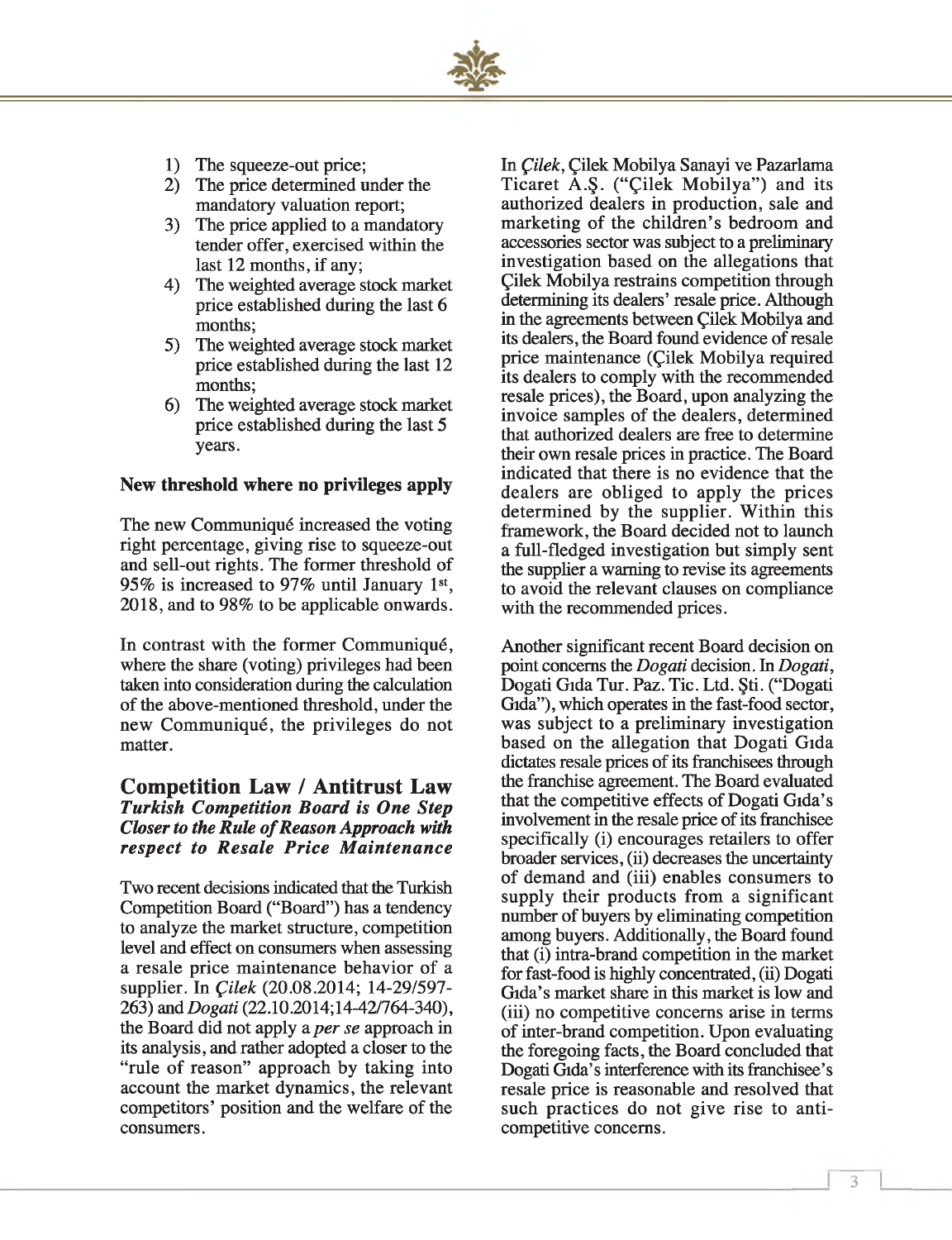1) The squeeze-out price;
2) The price determined under the mandatory valuation report;
3) The price applied to a mandatory tender offer, exercised within the last 12 months, if any;
4) The weighted average stock market price established during the last 6 months;
5) The weighted average stock market price established during the last 12 months;
6) The weighted average stock market price established during the last 5 years.

**New threshold where no privileges apply**

The new Communiqué increased the voting right percentage, giving rise to squeeze-out and sell-out rights. The former threshold of 95% is increased to 97% until January 1st, 2018, and to 98% to be applicable onwards.

In contrast with the former Communiqué, where the share (voting) privileges had been taken into consideration during the calculation of the above-mentioned threshold, under the new Communiqué, the privileges do not matter.

## Competition Law / Antitrust Law

### *Turkish Competition Board is One Step Closer to the Rule of Reason Approach with respect to Resale Price Maintenance*

Two recent decisions indicated that the Turkish Competition Board ("Board") has a tendency to analyze the market structure, competition level and effect on consumers when assessing a resale price maintenance behavior of a supplier. In *Çilek* (20.08.2014; 14-29/597-263) and *Dogati* (22.10.2014;14-42/764-340), the Board did not apply a *per se* approach in its analysis, and rather adopted a closer to the "rule of reason" approach by taking into account the market dynamics, the relevant competitors' position and the welfare of the consumers.

In *Çilek*, Çilek Mobilya Sanayi ve Pazarlama Ticaret A.Ş. ("Çilek Mobilya") and its authorized dealers in production, sale and marketing of the children's bedroom and accessories sector was subject to a preliminary investigation based on the allegations that Çilek Mobilya restrains competition through determining its dealers' resale price. Although in the agreements between Çilek Mobilya and its dealers, the Board found evidence of resale price maintenance (Çilek Mobilya required its dealers to comply with the recommended resale prices), the Board, upon analyzing the invoice samples of the dealers, determined that authorized dealers are free to determine their own resale prices in practice. The Board indicated that there is no evidence that the dealers are obliged to apply the prices determined by the supplier. Within this framework, the Board decided not to launch a full-fledged investigation but simply sent the supplier a warning to revise its agreements to avoid the relevant clauses on compliance with the recommended prices.

Another significant recent Board decision on point concerns the *Dogati* decision. In *Dogati*, Dogati Gıda Tur. Paz. Tic. Ltd. Şti. ("Dogati Gıda"), which operates in the fast-food sector, was subject to a preliminary investigation based on the allegation that Dogati Gıda dictates resale prices of its franchisees through the franchise agreement. The Board evaluated that the competitive effects of Dogati Gıda's involvement in the resale price of its franchisee specifically (i) encourages retailers to offer broader services, (ii) decreases the uncertainty of demand and (iii) enables consumers to supply their products from a significant number of buyers by eliminating competition among buyers. Additionally, the Board found that (i) intra-brand competition in the market for fast-food is highly concentrated, (ii) Dogati Gıda's market share in this market is low and (iii) no competitive concerns arise in terms of inter-brand competition. Upon evaluating the foregoing facts, the Board concluded that Dogati Gıda's interference with its franchisee's resale price is reasonable and resolved that such practices do not give rise to anti-competitive concerns.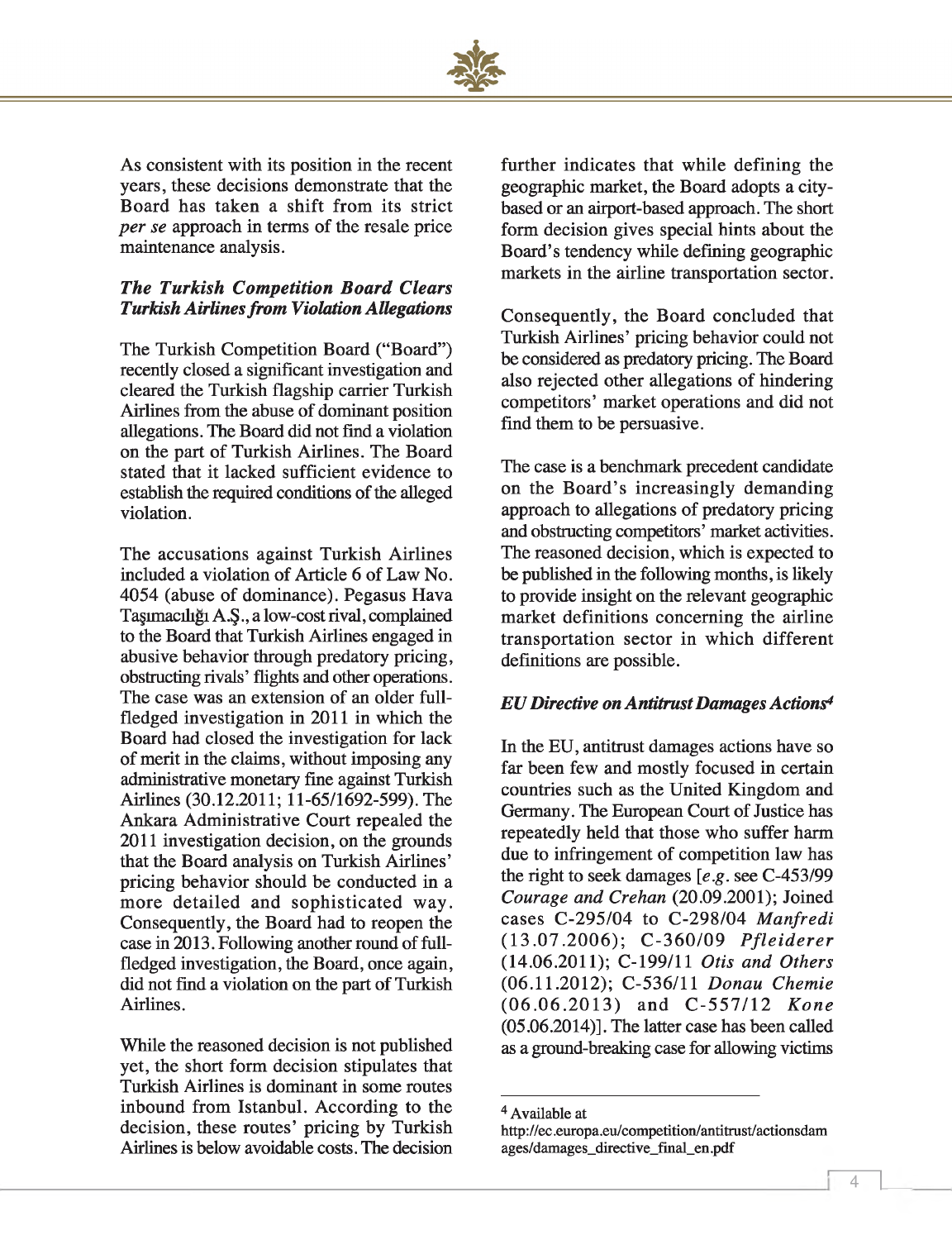As consistent with its position in the recent years, these decisions demonstrate that the Board has taken a shift from its strict *per se* approach in terms of the resale price maintenance analysis.

### *The Turkish Competition Board Clears Turkish Airlines from Violation Allegations*

The Turkish Competition Board ("Board") recently closed a significant investigation and cleared the Turkish flagship carrier Turkish Airlines from the abuse of dominant position allegations. The Board did not find a violation on the part of Turkish Airlines. The Board stated that it lacked sufficient evidence to establish the required conditions of the alleged violation.

The accusations against Turkish Airlines included a violation of Article 6 of Law No. 4054 (abuse of dominance). Pegasus Hava Taşımacılığı A.Ş., a low-cost rival, complained to the Board that Turkish Airlines engaged in abusive behavior through predatory pricing, obstructing rivals' flights and other operations. The case was an extension of an older full-fledged investigation in 2011 in which the Board had closed the investigation for lack of merit in the claims, without imposing any administrative monetary fine against Turkish Airlines (30.12.2011; 11-65/1692-599). The Ankara Administrative Court repealed the 2011 investigation decision, on the grounds that the Board analysis on Turkish Airlines' pricing behavior should be conducted in a more detailed and sophisticated way. Consequently, the Board had to reopen the case in 2013. Following another round of full-fledged investigation, the Board, once again, did not find a violation on the part of Turkish Airlines.

While the reasoned decision is not published yet, the short form decision stipulates that Turkish Airlines is dominant in some routes inbound from Istanbul. According to the decision, these routes' pricing by Turkish Airlines is below avoidable costs. The decision further indicates that while defining the geographic market, the Board adopts a city-based or an airport-based approach. The short form decision gives special hints about the Board's tendency while defining geographic markets in the airline transportation sector.

Consequently, the Board concluded that Turkish Airlines' pricing behavior could not be considered as predatory pricing. The Board also rejected other allegations of hindering competitors' market operations and did not find them to be persuasive.

The case is a benchmark precedent candidate on the Board's increasingly demanding approach to allegations of predatory pricing and obstructing competitors' market activities. The reasoned decision, which is expected to be published in the following months, is likely to provide insight on the relevant geographic market definitions concerning the airline transportation sector in which different definitions are possible.

### *EU Directive on Antitrust Damages Actions*[4]

In the EU, antitrust damages actions have so far been few and mostly focused in certain countries such as the United Kingdom and Germany. The European Court of Justice has repeatedly held that those who suffer harm due to infringement of competition law has the right to seek damages [*e.g.* see C-453/99 *Courage and Crehan* (20.09.2001); Joined cases C-295/04 to C-298/04 *Manfredi* (13.07.2006); C-360/09 *Pfleiderer* (14.06.2011); C-199/11 *Otis and Others* (06.11.2012); C-536/11 *Donau Chemie* (06.06.2013) and C-557/12 *Kone* (05.06.2014)]. The latter case has been called as a ground-breaking case for allowing victims

---

[4] Available at http://ec.europa.eu/competition/antitrust/actionsdamages/damages_directive_final_en.pdf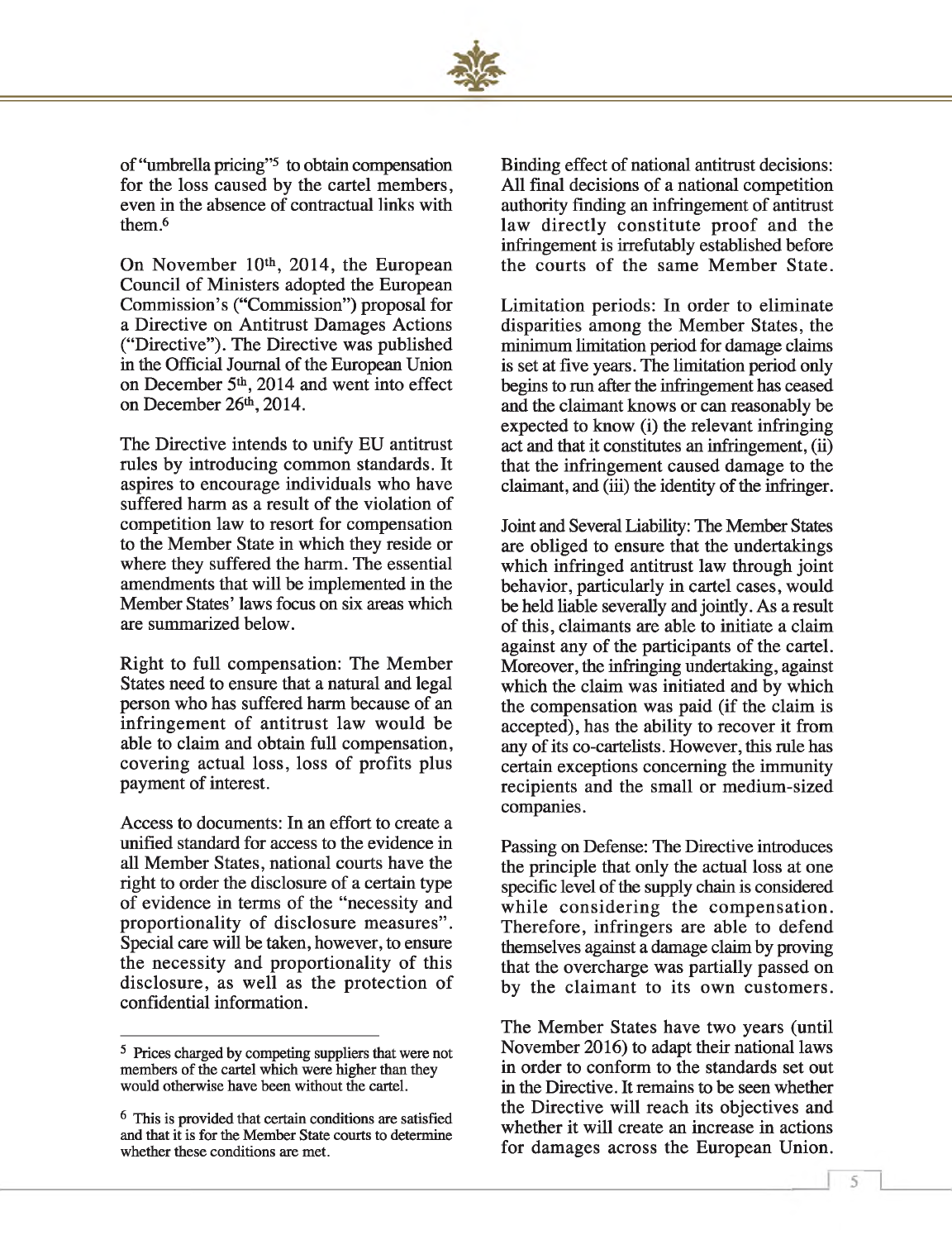of "umbrella pricing"[5] to obtain compensation for the loss caused by the cartel members, even in the absence of contractual links with them.[6]

On November 10th, 2014, the European Council of Ministers adopted the European Commission's ("Commission") proposal for a Directive on Antitrust Damages Actions ("Directive"). The Directive was published in the Official Journal of the European Union on December 5th, 2014 and went into effect on December 26th, 2014.

The Directive intends to unify EU antitrust rules by introducing common standards. It aspires to encourage individuals who have suffered harm as a result of the violation of competition law to resort for compensation to the Member State in which they reside or where they suffered the harm. The essential amendments that will be implemented in the Member States' laws focus on six areas which are summarized below.

Right to full compensation: The Member States need to ensure that a natural and legal person who has suffered harm because of an infringement of antitrust law would be able to claim and obtain full compensation, covering actual loss, loss of profits plus payment of interest.

Access to documents: In an effort to create a unified standard for access to the evidence in all Member States, national courts have the right to order the disclosure of a certain type of evidence in terms of the "necessity and proportionality of disclosure measures". Special care will be taken, however, to ensure the necessity and proportionality of this disclosure, as well as the protection of confidential information.

Binding effect of national antitrust decisions: All final decisions of a national competition authority finding an infringement of antitrust law directly constitute proof and the infringement is irrefutably established before the courts of the same Member State.

Limitation periods: In order to eliminate disparities among the Member States, the minimum limitation period for damage claims is set at five years. The limitation period only begins to run after the infringement has ceased and the claimant knows or can reasonably be expected to know (i) the relevant infringing act and that it constitutes an infringement, (ii) that the infringement caused damage to the claimant, and (iii) the identity of the infringer.

Joint and Several Liability: The Member States are obliged to ensure that the undertakings which infringed antitrust law through joint behavior, particularly in cartel cases, would be held liable severally and jointly. As a result of this, claimants are able to initiate a claim against any of the participants of the cartel. Moreover, the infringing undertaking, against which the claim was initiated and by which the compensation was paid (if the claim is accepted), has the ability to recover it from any of its co-cartelists. However, this rule has certain exceptions concerning the immunity recipients and the small or medium-sized companies.

Passing on Defense: The Directive introduces the principle that only the actual loss at one specific level of the supply chain is considered while considering the compensation. Therefore, infringers are able to defend themselves against a damage claim by proving that the overcharge was partially passed on by the claimant to its own customers.

The Member States have two years (until November 2016) to adapt their national laws in order to conform to the standards set out in the Directive. It remains to be seen whether the Directive will reach its objectives and whether it will create an increase in actions for damages across the European Union.

---

[5] Prices charged by competing suppliers that were not members of the cartel which were higher than they would otherwise have been without the cartel.

[6] This is provided that certain conditions are satisfied and that it is for the Member State courts to determine whether these conditions are met.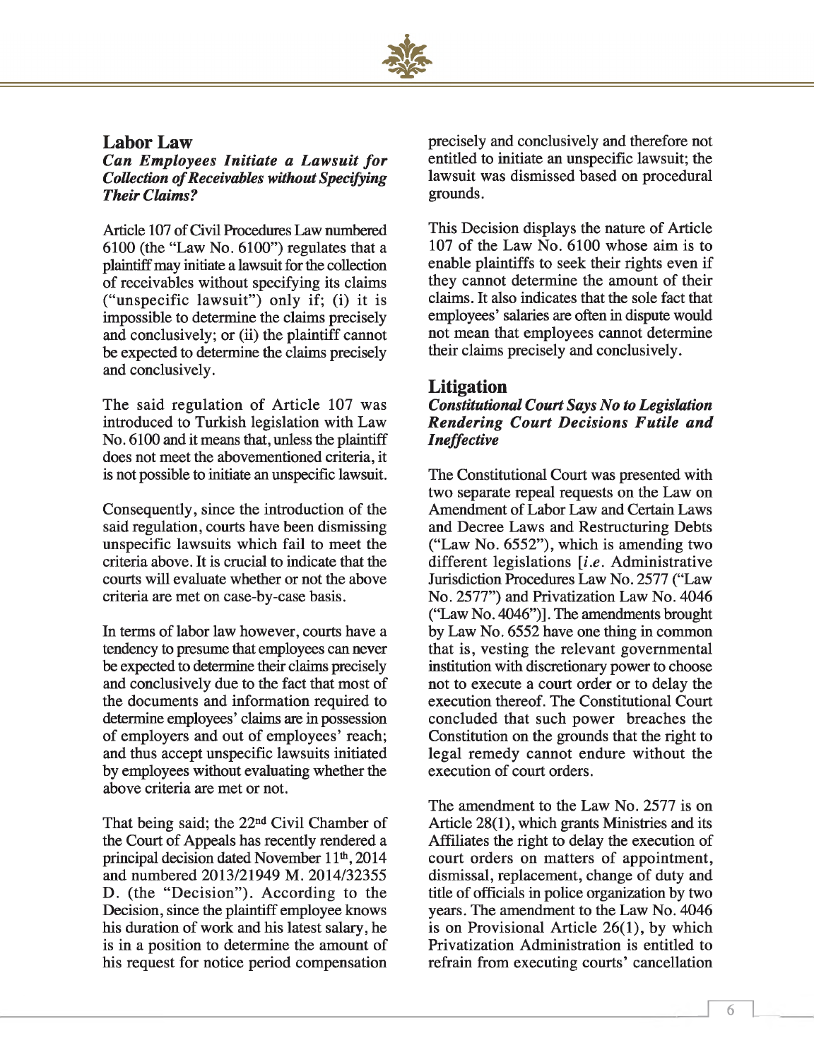## Labor Law

### *Can Employees Initiate a Lawsuit for Collection of Receivables without Specifying Their Claims?*

Article 107 of Civil Procedures Law numbered 6100 (the "Law No. 6100") regulates that a plaintiff may initiate a lawsuit for the collection of receivables without specifying its claims ("unspecific lawsuit") only if; (i) it is impossible to determine the claims precisely and conclusively; or (ii) the plaintiff cannot be expected to determine the claims precisely and conclusively.

The said regulation of Article 107 was introduced to Turkish legislation with Law No. 6100 and it means that, unless the plaintiff does not meet the abovementioned criteria, it is not possible to initiate an unspecific lawsuit.

Consequently, since the introduction of the said regulation, courts have been dismissing unspecific lawsuits which fail to meet the criteria above. It is crucial to indicate that the courts will evaluate whether or not the above criteria are met on case-by-case basis.

In terms of labor law however, courts have a tendency to presume that employees can never be expected to determine their claims precisely and conclusively due to the fact that most of the documents and information required to determine employees' claims are in possession of employers and out of employees' reach; and thus accept unspecific lawsuits initiated by employees without evaluating whether the above criteria are met or not.

That being said; the 22nd Civil Chamber of the Court of Appeals has recently rendered a principal decision dated November 11th, 2014 and numbered 2013/21949 M. 2014/32355 D. (the "Decision"). According to the Decision, since the plaintiff employee knows his duration of work and his latest salary, he is in a position to determine the amount of his request for notice period compensation precisely and conclusively and therefore not entitled to initiate an unspecific lawsuit; the lawsuit was dismissed based on procedural grounds.

This Decision displays the nature of Article 107 of the Law No. 6100 whose aim is to enable plaintiffs to seek their rights even if they cannot determine the amount of their claims. It also indicates that the sole fact that employees' salaries are often in dispute would not mean that employees cannot determine their claims precisely and conclusively.

## Litigation

### *Constitutional Court Says No to Legislation Rendering Court Decisions Futile and Ineffective*

The Constitutional Court was presented with two separate repeal requests on the Law on Amendment of Labor Law and Certain Laws and Decree Laws and Restructuring Debts ("Law No. 6552"), which is amending two different legislations [*i.e.* Administrative Jurisdiction Procedures Law No. 2577 ("Law No. 2577") and Privatization Law No. 4046 ("Law No. 4046")]. The amendments brought by Law No. 6552 have one thing in common that is, vesting the relevant governmental institution with discretionary power to choose not to execute a court order or to delay the execution thereof. The Constitutional Court concluded that such power breaches the Constitution on the grounds that the right to legal remedy cannot endure without the execution of court orders.

The amendment to the Law No. 2577 is on Article 28(1), which grants Ministries and its Affiliates the right to delay the execution of court orders on matters of appointment, dismissal, replacement, change of duty and title of officials in police organization by two years. The amendment to the Law No. 4046 is on Provisional Article 26(1), by which Privatization Administration is entitled to refrain from executing courts' cancellation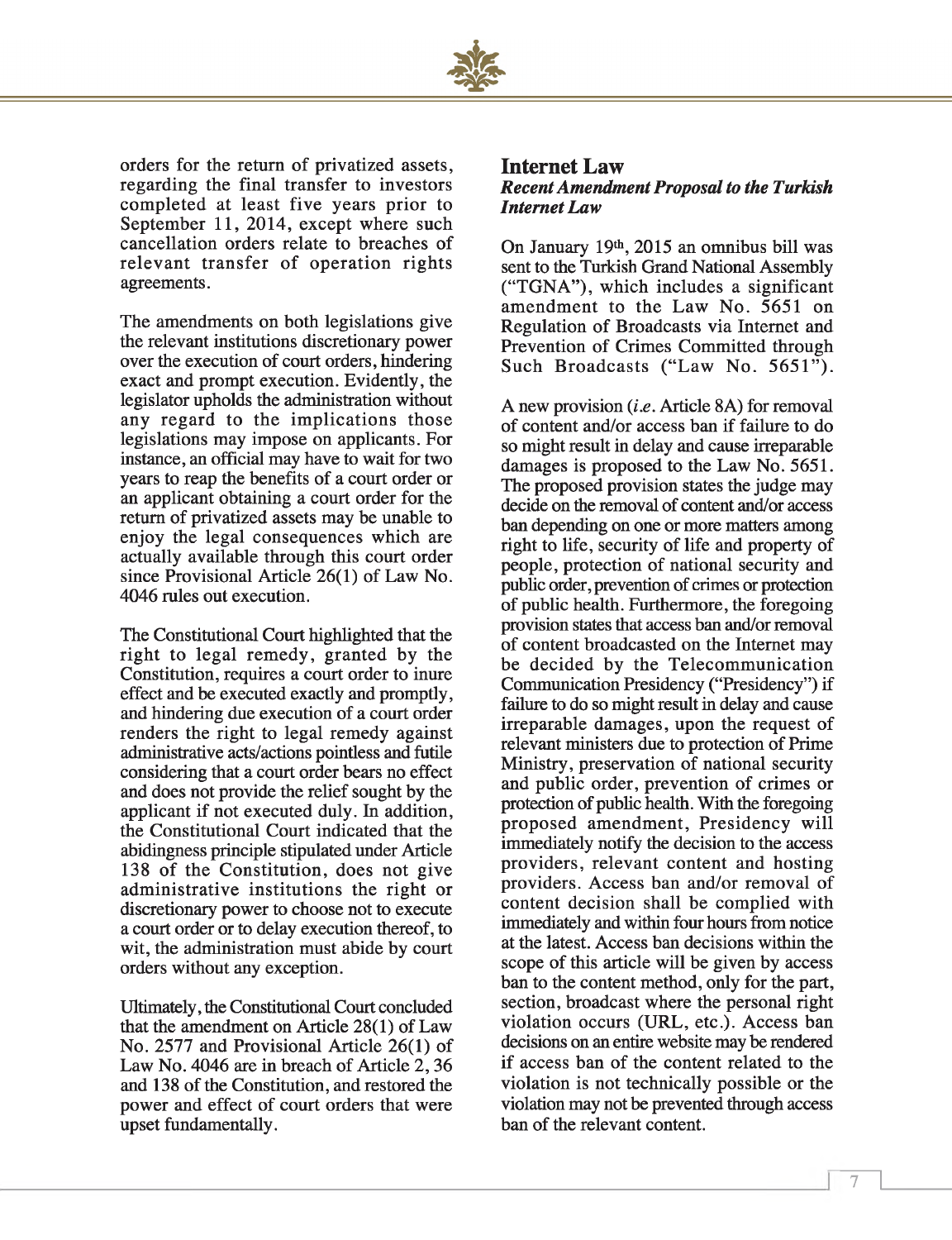orders for the return of privatized assets, regarding the final transfer to investors completed at least five years prior to September 11, 2014, except where such cancellation orders relate to breaches of relevant transfer of operation rights agreements.

The amendments on both legislations give the relevant institutions discretionary power over the execution of court orders, hindering exact and prompt execution. Evidently, the legislator upholds the administration without any regard to the implications those legislations may impose on applicants. For instance, an official may have to wait for two years to reap the benefits of a court order or an applicant obtaining a court order for the return of privatized assets may be unable to enjoy the legal consequences which are actually available through this court order since Provisional Article 26(1) of Law No. 4046 rules out execution.

The Constitutional Court highlighted that the right to legal remedy, granted by the Constitution, requires a court order to inure effect and be executed exactly and promptly, and hindering due execution of a court order renders the right to legal remedy against administrative acts/actions pointless and futile considering that a court order bears no effect and does not provide the relief sought by the applicant if not executed duly. In addition, the Constitutional Court indicated that the abidingness principle stipulated under Article 138 of the Constitution, does not give administrative institutions the right or discretionary power to choose not to execute a court order or to delay execution thereof, to wit, the administration must abide by court orders without any exception.

Ultimately, the Constitutional Court concluded that the amendment on Article 28(1) of Law No. 2577 and Provisional Article 26(1) of Law No. 4046 are in breach of Article 2, 36 and 138 of the Constitution, and restored the power and effect of court orders that were upset fundamentally.

## Internet Law

### *Recent Amendment Proposal to the Turkish Internet Law*

On January 19th, 2015 an omnibus bill was sent to the Turkish Grand National Assembly ("TGNA"), which includes a significant amendment to the Law No. 5651 on Regulation of Broadcasts via Internet and Prevention of Crimes Committed through Such Broadcasts ("Law No. 5651").

A new provision (*i.e.* Article 8A) for removal of content and/or access ban if failure to do so might result in delay and cause irreparable damages is proposed to the Law No. 5651. The proposed provision states the judge may decide on the removal of content and/or access ban depending on one or more matters among right to life, security of life and property of people, protection of national security and public order, prevention of crimes or protection of public health. Furthermore, the foregoing provision states that access ban and/or removal of content broadcasted on the Internet may be decided by the Telecommunication Communication Presidency ("Presidency") if failure to do so might result in delay and cause irreparable damages, upon the request of relevant ministers due to protection of Prime Ministry, preservation of national security and public order, prevention of crimes or protection of public health. With the foregoing proposed amendment, Presidency will immediately notify the decision to the access providers, relevant content and hosting providers. Access ban and/or removal of content decision shall be complied with immediately and within four hours from notice at the latest. Access ban decisions within the scope of this article will be given by access ban to the content method, only for the part, section, broadcast where the personal right violation occurs (URL, etc.). Access ban decisions on an entire website may be rendered if access ban of the content related to the violation is not technically possible or the violation may not be prevented through access ban of the relevant content.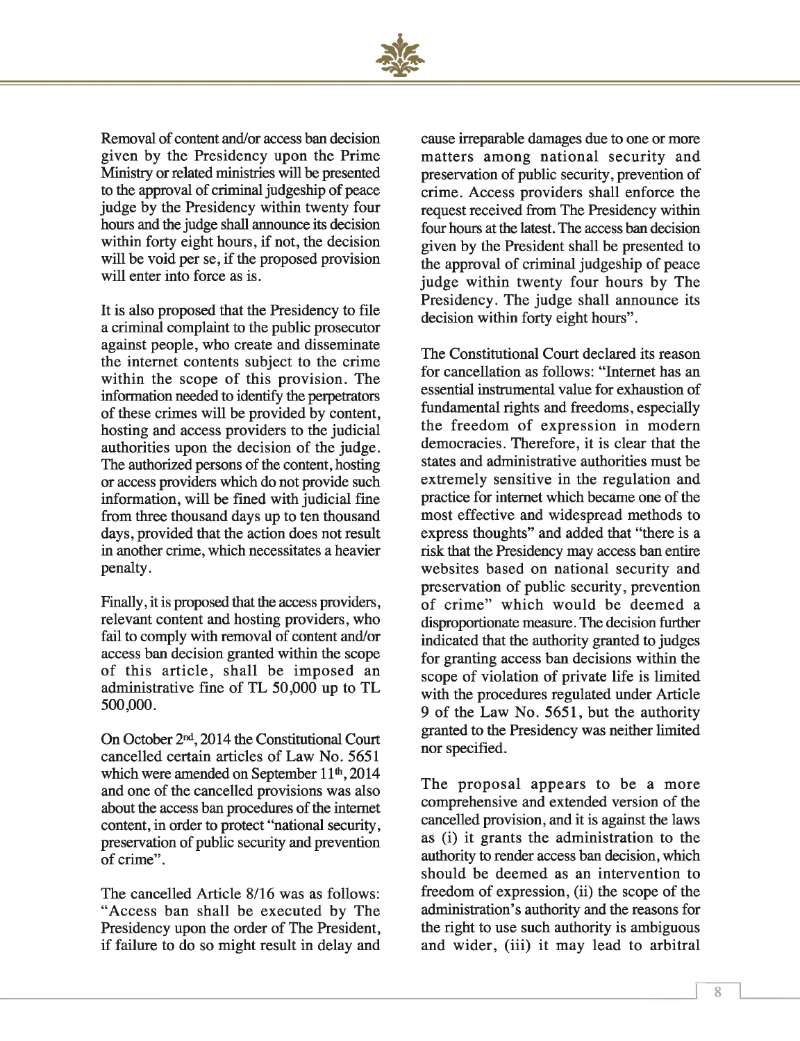Removal of content and/or access ban decision given by the Presidency upon the Prime Ministry or related ministries will be presented to the approval of criminal judgeship of peace judge by the Presidency within twenty four hours and the judge shall announce its decision within forty eight hours, if not, the decision will be void per se, if the proposed provision will enter into force as is.

It is also proposed that the Presidency to file a criminal complaint to the public prosecutor against people, who create and disseminate the internet contents subject to the crime within the scope of this provision. The information needed to identify the perpetrators of these crimes will be provided by content, hosting and access providers to the judicial authorities upon the decision of the judge. The authorized persons of the content, hosting or access providers which do not provide such information, will be fined with judicial fine from three thousand days up to ten thousand days, provided that the action does not result in another crime, which necessitates a heavier penalty.

Finally, it is proposed that the access providers, relevant content and hosting providers, who fail to comply with removal of content and/or access ban decision granted within the scope of this article, shall be imposed an administrative fine of TL 50,000 up to TL 500,000.

On October 2nd, 2014 the Constitutional Court cancelled certain articles of Law No. 5651 which were amended on September 11th, 2014 and one of the cancelled provisions was also about the access ban procedures of the internet content, in order to protect "national security, preservation of public security and prevention of crime".

The cancelled Article 8/16 was as follows: "Access ban shall be executed by The Presidency upon the order of The President, if failure to do so might result in delay and cause irreparable damages due to one or more matters among national security and preservation of public security, prevention of crime. Access providers shall enforce the request received from The Presidency within four hours at the latest. The access ban decision given by the President shall be presented to the approval of criminal judgeship of peace judge within twenty four hours by The Presidency. The judge shall announce its decision within forty eight hours".

The Constitutional Court declared its reason for cancellation as follows: "Internet has an essential instrumental value for exhaustion of fundamental rights and freedoms, especially the freedom of expression in modern democracies. Therefore, it is clear that the states and administrative authorities must be extremely sensitive in the regulation and practice for internet which became one of the most effective and widespread methods to express thoughts" and added that "there is a risk that the Presidency may access ban entire websites based on national security and preservation of public security, prevention of crime" which would be deemed a disproportionate measure. The decision further indicated that the authority granted to judges for granting access ban decisions within the scope of violation of private life is limited with the procedures regulated under Article 9 of the Law No. 5651, but the authority granted to the Presidency was neither limited nor specified.

The proposal appears to be a more comprehensive and extended version of the cancelled provision, and it is against the laws as (i) it grants the administration to the authority to render access ban decision, which should be deemed as an intervention to freedom of expression, (ii) the scope of the administration's authority and the reasons for the right to use such authority is ambiguous and wider, (iii) it may lead to arbitral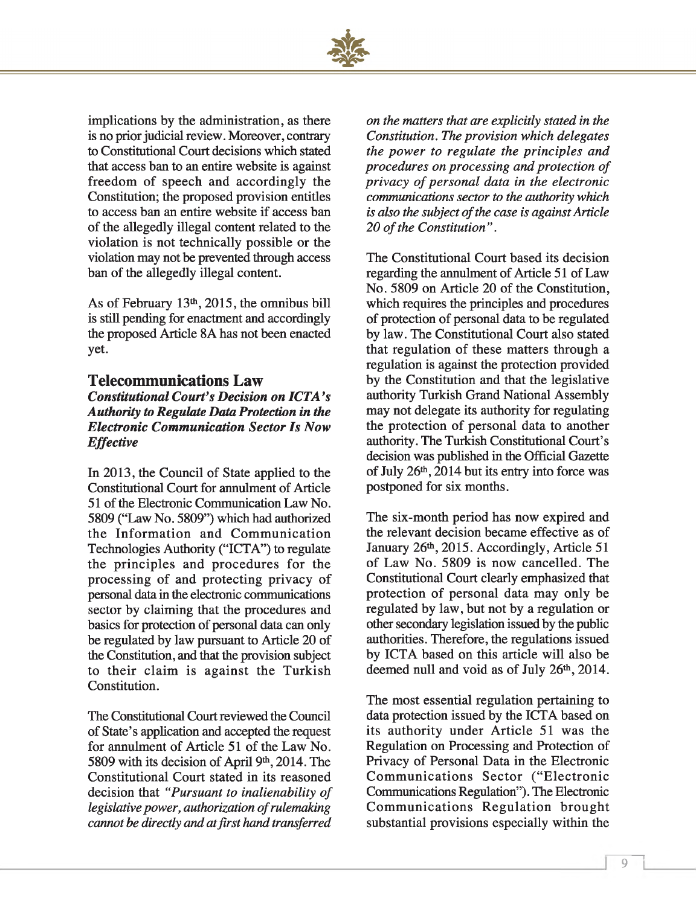implications by the administration, as there is no prior judicial review. Moreover, contrary to Constitutional Court decisions which stated that access ban to an entire website is against freedom of speech and accordingly the Constitution; the proposed provision entitles to access ban an entire website if access ban of the allegedly illegal content related to the violation is not technically possible or the violation may not be prevented through access ban of the allegedly illegal content.

As of February 13th, 2015, the omnibus bill is still pending for enactment and accordingly the proposed Article 8A has not been enacted yet.

## Telecommunications Law

### *Constitutional Court's Decision on ICTA's Authority to Regulate Data Protection in the Electronic Communication Sector Is Now Effective*

In 2013, the Council of State applied to the Constitutional Court for annulment of Article 51 of the Electronic Communication Law No. 5809 ("Law No. 5809") which had authorized the Information and Communication Technologies Authority ("ICTA") to regulate the principles and procedures for the processing of and protecting privacy of personal data in the electronic communications sector by claiming that the procedures and basics for protection of personal data can only be regulated by law pursuant to Article 20 of the Constitution, and that the provision subject to their claim is against the Turkish Constitution.

The Constitutional Court reviewed the Council of State's application and accepted the request for annulment of Article 51 of the Law No. 5809 with its decision of April 9th, 2014. The Constitutional Court stated in its reasoned decision that *"Pursuant to inalienability of legislative power, authorization of rulemaking cannot be directly and at first hand transferred on the matters that are explicitly stated in the Constitution. The provision which delegates the power to regulate the principles and procedures on processing and protection of privacy of personal data in the electronic communications sector to the authority which is also the subject of the case is against Article 20 of the Constitution"*.

The Constitutional Court based its decision regarding the annulment of Article 51 of Law No. 5809 on Article 20 of the Constitution, which requires the principles and procedures of protection of personal data to be regulated by law. The Constitutional Court also stated that regulation of these matters through a regulation is against the protection provided by the Constitution and that the legislative authority Turkish Grand National Assembly may not delegate its authority for regulating the protection of personal data to another authority. The Turkish Constitutional Court's decision was published in the Official Gazette of July 26th, 2014 but its entry into force was postponed for six months.

The six-month period has now expired and the relevant decision became effective as of January 26th, 2015. Accordingly, Article 51 of Law No. 5809 is now cancelled. The Constitutional Court clearly emphasized that protection of personal data may only be regulated by law, but not by a regulation or other secondary legislation issued by the public authorities. Therefore, the regulations issued by ICTA based on this article will also be deemed null and void as of July 26th, 2014.

The most essential regulation pertaining to data protection issued by the ICTA based on its authority under Article 51 was the Regulation on Processing and Protection of Privacy of Personal Data in the Electronic Communications Sector ("Electronic Communications Regulation"). The Electronic Communications Regulation brought substantial provisions especially within the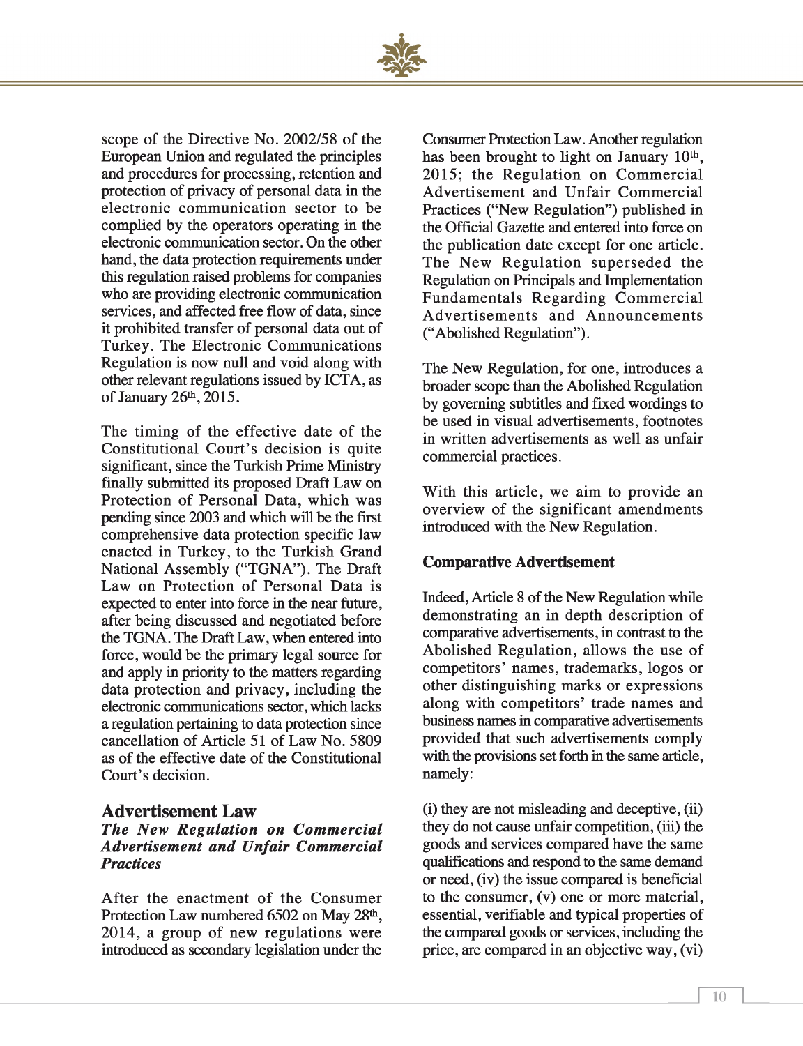scope of the Directive No. 2002/58 of the European Union and regulated the principles and procedures for processing, retention and protection of privacy of personal data in the electronic communication sector to be complied by the operators operating in the electronic communication sector. On the other hand, the data protection requirements under this regulation raised problems for companies who are providing electronic communication services, and affected free flow of data, since it prohibited transfer of personal data out of Turkey. The Electronic Communications Regulation is now null and void along with other relevant regulations issued by ICTA, as of January 26th, 2015.

The timing of the effective date of the Constitutional Court's decision is quite significant, since the Turkish Prime Ministry finally submitted its proposed Draft Law on Protection of Personal Data, which was pending since 2003 and which will be the first comprehensive data protection specific law enacted in Turkey, to the Turkish Grand National Assembly ("TGNA"). The Draft Law on Protection of Personal Data is expected to enter into force in the near future, after being discussed and negotiated before the TGNA. The Draft Law, when entered into force, would be the primary legal source for and apply in priority to the matters regarding data protection and privacy, including the electronic communications sector, which lacks a regulation pertaining to data protection since cancellation of Article 51 of Law No. 5809 as of the effective date of the Constitutional Court's decision.

## Advertisement Law

### *The New Regulation on Commercial Advertisement and Unfair Commercial Practices*

After the enactment of the Consumer Protection Law numbered 6502 on May 28th, 2014, a group of new regulations were introduced as secondary legislation under the Consumer Protection Law. Another regulation has been brought to light on January 10th, 2015; the Regulation on Commercial Advertisement and Unfair Commercial Practices ("New Regulation") published in the Official Gazette and entered into force on the publication date except for one article. The New Regulation superseded the Regulation on Principals and Implementation Fundamentals Regarding Commercial Advertisements and Announcements ("Abolished Regulation").

The New Regulation, for one, introduces a broader scope than the Abolished Regulation by governing subtitles and fixed wordings to be used in visual advertisements, footnotes in written advertisements as well as unfair commercial practices.

With this article, we aim to provide an overview of the significant amendments introduced with the New Regulation.

**Comparative Advertisement**

Indeed, Article 8 of the New Regulation while demonstrating an in depth description of comparative advertisements, in contrast to the Abolished Regulation, allows the use of competitors' names, trademarks, logos or other distinguishing marks or expressions along with competitors' trade names and business names in comparative advertisements provided that such advertisements comply with the provisions set forth in the same article, namely:

(i) they are not misleading and deceptive, (ii) they do not cause unfair competition, (iii) the goods and services compared have the same qualifications and respond to the same demand or need, (iv) the issue compared is beneficial to the consumer, (v) one or more material, essential, verifiable and typical properties of the compared goods or services, including the price, are compared in an objective way, (vi)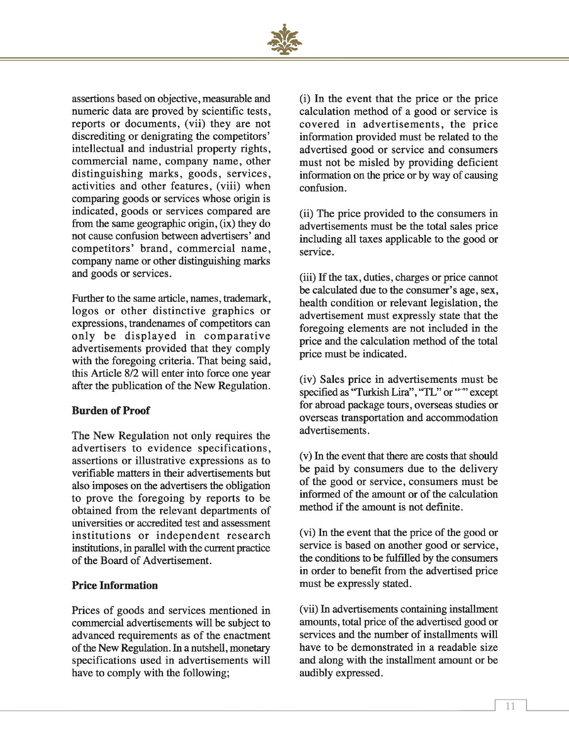assertions based on objective, measurable and numeric data are proved by scientific tests, reports or documents, (vii) they are not discrediting or denigrating the competitors' intellectual and industrial property rights, commercial name, company name, other distinguishing marks, goods, services, activities and other features, (viii) when comparing goods or services whose origin is indicated, goods or services compared are from the same geographic origin, (ix) they do not cause confusion between advertisers' and competitors' brand, commercial name, company name or other distinguishing marks and goods or services.

Further to the same article, names, trademark, logos or other distinctive graphics or expressions, trandenames of competitors can only be displayed in comparative advertisements provided that they comply with the foregoing criteria. That being said, this Article 8/2 will enter into force one year after the publication of the New Regulation.

**Burden of Proof**

The New Regulation not only requires the advertisers to evidence specifications, assertions or illustrative expressions as to verifiable matters in their advertisements but also imposes on the advertisers the obligation to prove the foregoing by reports to be obtained from the relevant departments of universities or accredited test and assessment institutions or independent research institutions, in parallel with the current practice of the Board of Advertisement.

**Price Information**

Prices of goods and services mentioned in commercial advertisements will be subject to advanced requirements as of the enactment of the New Regulation. In a nutshell, monetary specifications used in advertisements will have to comply with the following;

(i) In the event that the price or the price calculation method of a good or service is covered in advertisements, the price information provided must be related to the advertised good or service and consumers must not be misled by providing deficient information on the price or by way of causing confusion.

(ii) The price provided to the consumers in advertisements must be the total sales price including all taxes applicable to the good or service.

(iii) If the tax, duties, charges or price cannot be calculated due to the consumer's age, sex, health condition or relevant legislation, the advertisement must expressly state that the foregoing elements are not included in the price and the calculation method of the total price must be indicated.

(iv) Sales price in advertisements must be specified as "Turkish Lira", "TL" or "₺" except for abroad package tours, overseas studies or overseas transportation and accommodation advertisements.

(v) In the event that there are costs that should be paid by consumers due to the delivery of the good or service, consumers must be informed of the amount or of the calculation method if the amount is not definite.

(vi) In the event that the price of the good or service is based on another good or service, the conditions to be fulfilled by the consumers in order to benefit from the advertised price must be expressly stated.

(vii) In advertisements containing installment amounts, total price of the advertised good or services and the number of installments will have to be demonstrated in a readable size and along with the installment amount or be audibly expressed.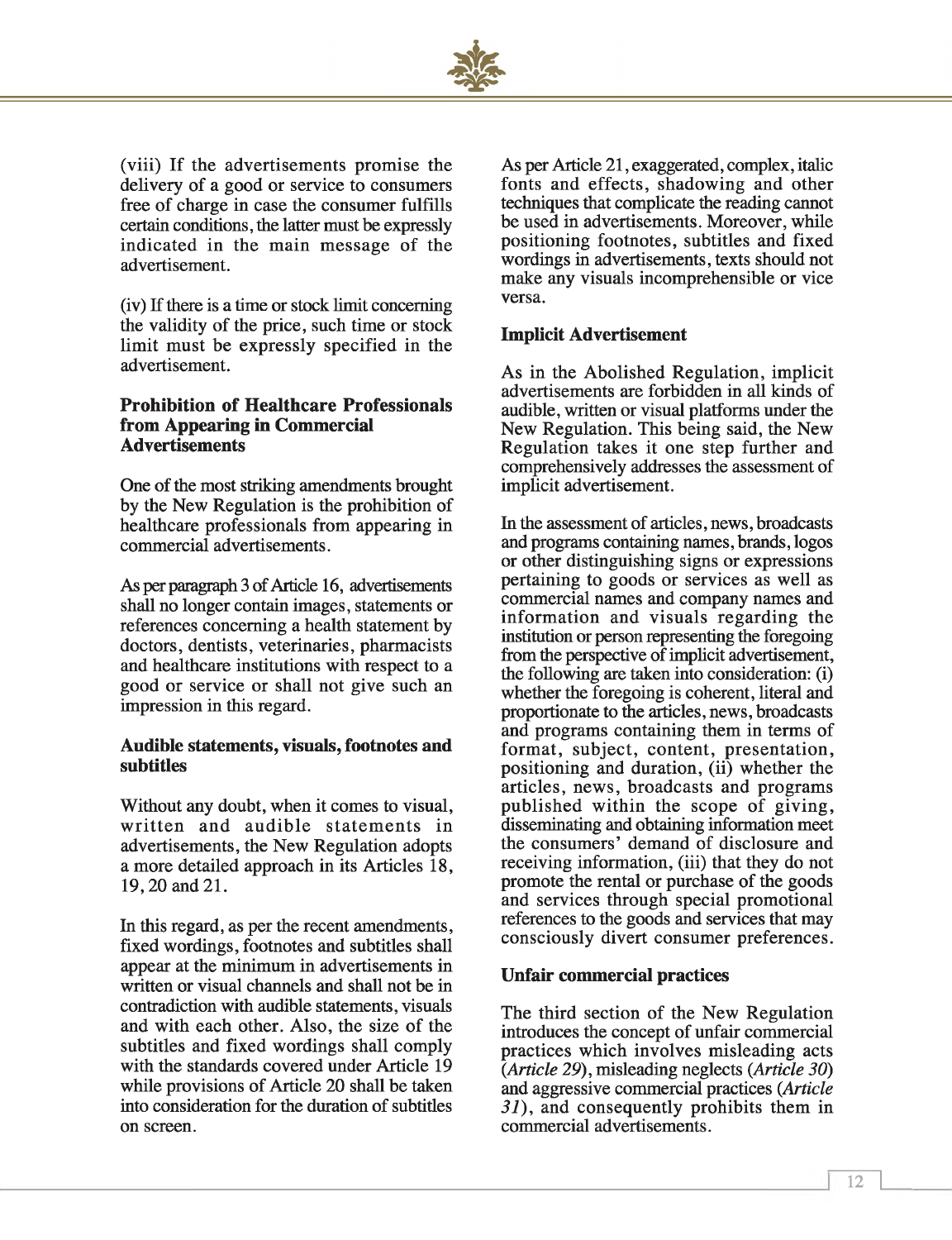(viii) If the advertisements promise the delivery of a good or service to consumers free of charge in case the consumer fulfills certain conditions, the latter must be expressly indicated in the main message of the advertisement.

(iv) If there is a time or stock limit concerning the validity of the price, such time or stock limit must be expressly specified in the advertisement.

### Prohibition of Healthcare Professionals from Appearing in Commercial Advertisements

One of the most striking amendments brought by the New Regulation is the prohibition of healthcare professionals from appearing in commercial advertisements.

As per paragraph 3 of Article 16, advertisements shall no longer contain images, statements or references concerning a health statement by doctors, dentists, veterinaries, pharmacists and healthcare institutions with respect to a good or service or shall not give such an impression in this regard.

### Audible statements, visuals, footnotes and subtitles

Without any doubt, when it comes to visual, written and audible statements in advertisements, the New Regulation adopts a more detailed approach in its Articles 18, 19, 20 and 21.

In this regard, as per the recent amendments, fixed wordings, footnotes and subtitles shall appear at the minimum in advertisements in written or visual channels and shall not be in contradiction with audible statements, visuals and with each other. Also, the size of the subtitles and fixed wordings shall comply with the standards covered under Article 19 while provisions of Article 20 shall be taken into consideration for the duration of subtitles on screen.

As per Article 21, exaggerated, complex, italic fonts and effects, shadowing and other techniques that complicate the reading cannot be used in advertisements. Moreover, while positioning footnotes, subtitles and fixed wordings in advertisements, texts should not make any visuals incomprehensible or vice versa.

### Implicit Advertisement

As in the Abolished Regulation, implicit advertisements are forbidden in all kinds of audible, written or visual platforms under the New Regulation. This being said, the New Regulation takes it one step further and comprehensively addresses the assessment of implicit advertisement.

In the assessment of articles, news, broadcasts and programs containing names, brands, logos or other distinguishing signs or expressions pertaining to goods or services as well as commercial names and company names and information and visuals regarding the institution or person representing the foregoing from the perspective of implicit advertisement, the following are taken into consideration: (i) whether the foregoing is coherent, literal and proportionate to the articles, news, broadcasts and programs containing them in terms of format, subject, content, presentation, positioning and duration, (ii) whether the articles, news, broadcasts and programs published within the scope of giving, disseminating and obtaining information meet the consumers' demand of disclosure and receiving information, (iii) that they do not promote the rental or purchase of the goods and services through special promotional references to the goods and services that may consciously divert consumer preferences.

### Unfair commercial practices

The third section of the New Regulation introduces the concept of unfair commercial practices which involves misleading acts (*Article 29*), misleading neglects (*Article 30*) and aggressive commercial practices (*Article 31*), and consequently prohibits them in commercial advertisements.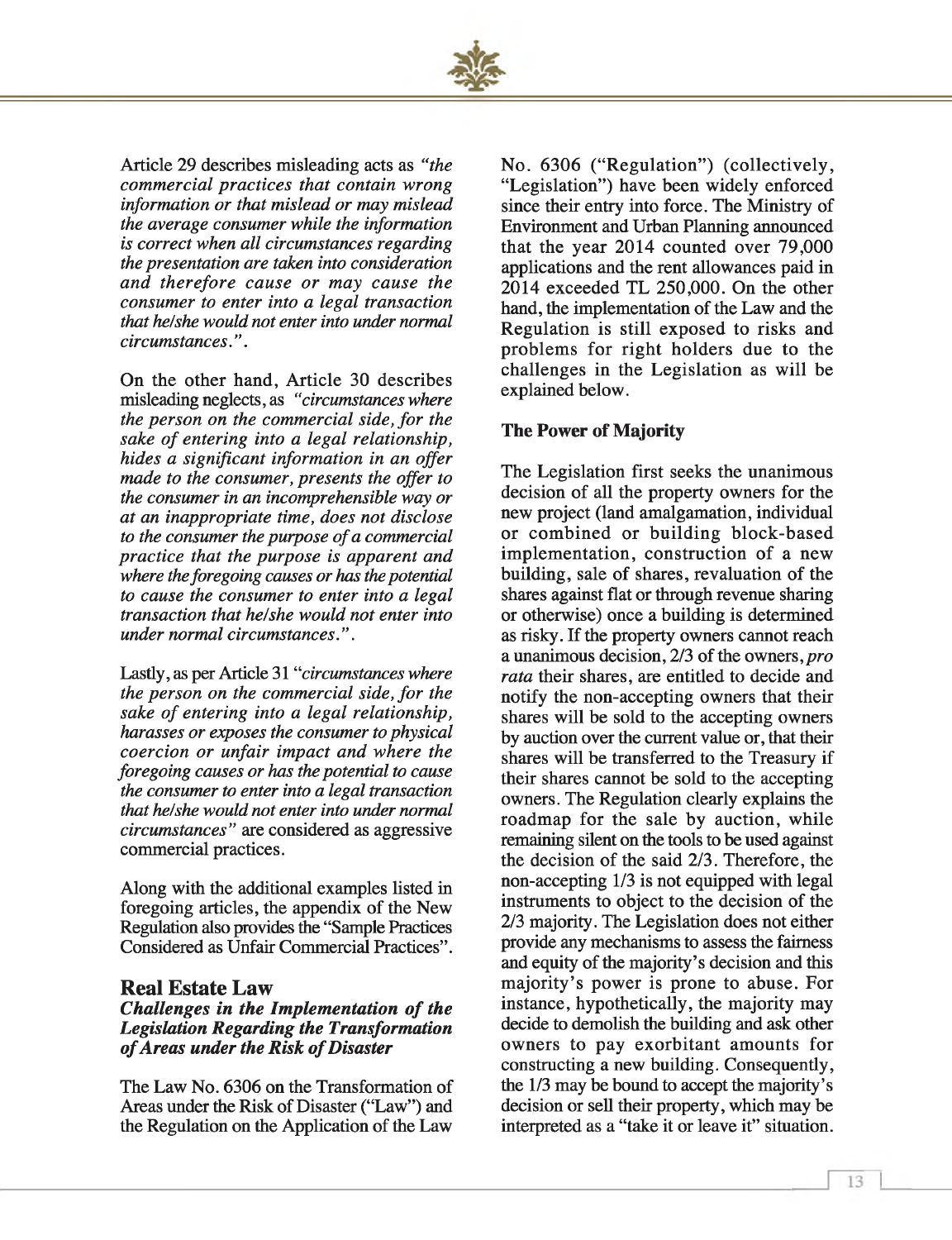Article 29 describes misleading acts as *"the commercial practices that contain wrong information or that mislead or may mislead the average consumer while the information is correct when all circumstances regarding the presentation are taken into consideration and therefore cause or may cause the consumer to enter into a legal transaction that he/she would not enter into under normal circumstances."*.

On the other hand, Article 30 describes misleading neglects, as *"circumstances where the person on the commercial side, for the sake of entering into a legal relationship, hides a significant information in an offer made to the consumer, presents the offer to the consumer in an incomprehensible way or at an inappropriate time, does not disclose to the consumer the purpose of a commercial practice that the purpose is apparent and where the foregoing causes or has the potential to cause the consumer to enter into a legal transaction that he/she would not enter into under normal circumstances."*.

Lastly, as per Article 31 *"circumstances where the person on the commercial side, for the sake of entering into a legal relationship, harasses or exposes the consumer to physical coercion or unfair impact and where the foregoing causes or has the potential to cause the consumer to enter into a legal transaction that he/she would not enter into under normal circumstances"* are considered as aggressive commercial practices.

Along with the additional examples listed in foregoing articles, the appendix of the New Regulation also provides the "Sample Practices Considered as Unfair Commercial Practices".

## Real Estate Law

### *Challenges in the Implementation of the Legislation Regarding the Transformation of Areas under the Risk of Disaster*

The Law No. 6306 on the Transformation of Areas under the Risk of Disaster ("Law") and the Regulation on the Application of the Law No. 6306 ("Regulation") (collectively, "Legislation") have been widely enforced since their entry into force. The Ministry of Environment and Urban Planning announced that the year 2014 counted over 79,000 applications and the rent allowances paid in 2014 exceeded TL 250,000. On the other hand, the implementation of the Law and the Regulation is still exposed to risks and problems for right holders due to the challenges in the Legislation as will be explained below.

**The Power of Majority**

The Legislation first seeks the unanimous decision of all the property owners for the new project (land amalgamation, individual or combined or building block-based implementation, construction of a new building, sale of shares, revaluation of the shares against flat or through revenue sharing or otherwise) once a building is determined as risky. If the property owners cannot reach a unanimous decision, 2/3 of the owners, *pro rata* their shares, are entitled to decide and notify the non-accepting owners that their shares will be sold to the accepting owners by auction over the current value or, that their shares will be transferred to the Treasury if their shares cannot be sold to the accepting owners. The Regulation clearly explains the roadmap for the sale by auction, while remaining silent on the tools to be used against the decision of the said 2/3. Therefore, the non-accepting 1/3 is not equipped with legal instruments to object to the decision of the 2/3 majority. The Legislation does not either provide any mechanisms to assess the fairness and equity of the majority's decision and this majority's power is prone to abuse. For instance, hypothetically, the majority may decide to demolish the building and ask other owners to pay exorbitant amounts for constructing a new building. Consequently, the 1/3 may be bound to accept the majority's decision or sell their property, which may be interpreted as a "take it or leave it" situation.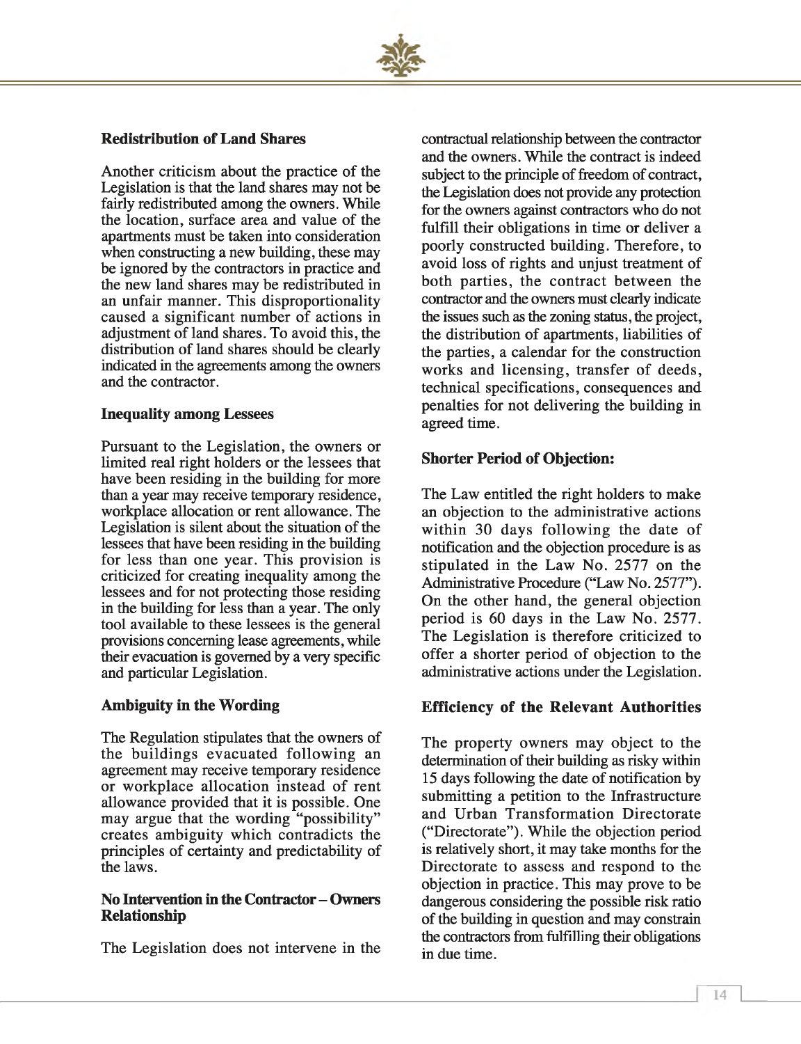### Redistribution of Land Shares

Another criticism about the practice of the Legislation is that the land shares may not be fairly redistributed among the owners. While the location, surface area and value of the apartments must be taken into consideration when constructing a new building, these may be ignored by the contractors in practice and the new land shares may be redistributed in an unfair manner. This disproportionality caused a significant number of actions in adjustment of land shares. To avoid this, the distribution of land shares should be clearly indicated in the agreements among the owners and the contractor.

### Inequality among Lessees

Pursuant to the Legislation, the owners or limited real right holders or the lessees that have been residing in the building for more than a year may receive temporary residence, workplace allocation or rent allowance. The Legislation is silent about the situation of the lessees that have been residing in the building for less than one year. This provision is criticized for creating inequality among the lessees and for not protecting those residing in the building for less than a year. The only tool available to these lessees is the general provisions concerning lease agreements, while their evacuation is governed by a very specific and particular Legislation.

### Ambiguity in the Wording

The Regulation stipulates that the owners of the buildings evacuated following an agreement may receive temporary residence or workplace allocation instead of rent allowance provided that it is possible. One may argue that the wording "possibility" creates ambiguity which contradicts the principles of certainty and predictability of the laws.

### No Intervention in the Contractor – Owners Relationship

The Legislation does not intervene in the contractual relationship between the contractor and the owners. While the contract is indeed subject to the principle of freedom of contract, the Legislation does not provide any protection for the owners against contractors who do not fulfill their obligations in time or deliver a poorly constructed building. Therefore, to avoid loss of rights and unjust treatment of both parties, the contract between the contractor and the owners must clearly indicate the issues such as the zoning status, the project, the distribution of apartments, liabilities of the parties, a calendar for the construction works and licensing, transfer of deeds, technical specifications, consequences and penalties for not delivering the building in agreed time.

### Shorter Period of Objection:

The Law entitled the right holders to make an objection to the administrative actions within 30 days following the date of notification and the objection procedure is as stipulated in the Law No. 2577 on the Administrative Procedure ("Law No. 2577"). On the other hand, the general objection period is 60 days in the Law No. 2577. The Legislation is therefore criticized to offer a shorter period of objection to the administrative actions under the Legislation.

### Efficiency of the Relevant Authorities

The property owners may object to the determination of their building as risky within 15 days following the date of notification by submitting a petition to the Infrastructure and Urban Transformation Directorate ("Directorate"). While the objection period is relatively short, it may take months for the Directorate to assess and respond to the objection in practice. This may prove to be dangerous considering the possible risk ratio of the building in question and may constrain the contractors from fulfilling their obligations in due time.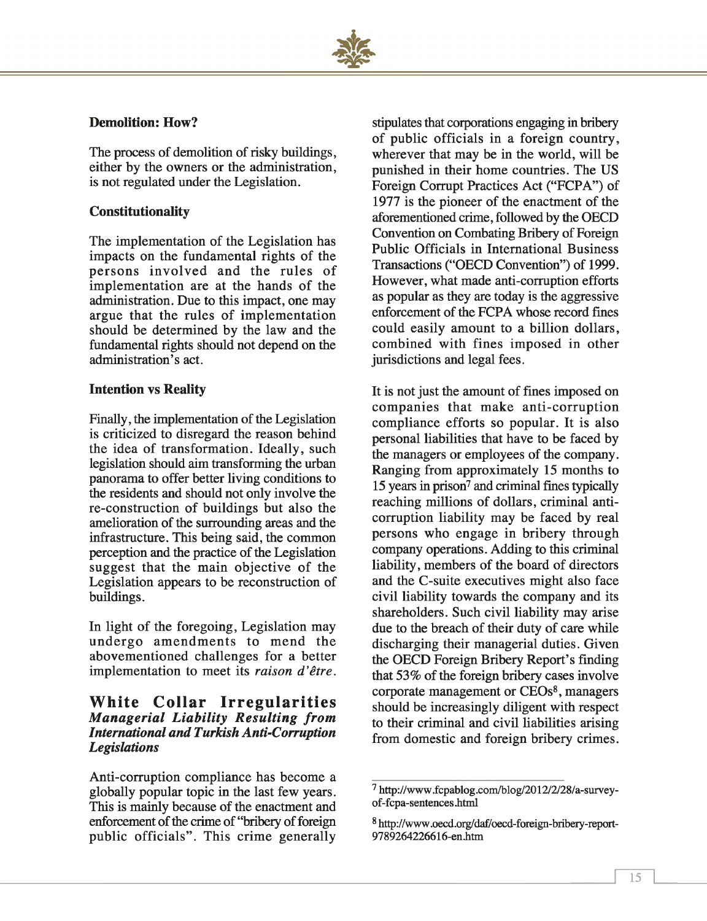**Demolition: How?**

The process of demolition of risky buildings, either by the owners or the administration, is not regulated under the Legislation.

**Constitutionality**

The implementation of the Legislation has impacts on the fundamental rights of the persons involved and the rules of implementation are at the hands of the administration. Due to this impact, one may argue that the rules of implementation should be determined by the law and the fundamental rights should not depend on the administration's act.

**Intention vs Reality**

Finally, the implementation of the Legislation is criticized to disregard the reason behind the idea of transformation. Ideally, such legislation should aim transforming the urban panorama to offer better living conditions to the residents and should not only involve the re-construction of buildings but also the amelioration of the surrounding areas and the infrastructure. This being said, the common perception and the practice of the Legislation suggest that the main objective of the Legislation appears to be reconstruction of buildings.

In light of the foregoing, Legislation may undergo amendments to mend the abovementioned challenges for a better implementation to meet its *raison d'être*.

## White Collar Irregularities

### *Managerial Liability Resulting from International and Turkish Anti-Corruption Legislations*

Anti-corruption compliance has become a globally popular topic in the last few years. This is mainly because of the enactment and enforcement of the crime of "bribery of foreign public officials". This crime generally stipulates that corporations engaging in bribery of public officials in a foreign country, wherever that may be in the world, will be punished in their home countries. The US Foreign Corrupt Practices Act ("FCPA") of 1977 is the pioneer of the enactment of the aforementioned crime, followed by the OECD Convention on Combating Bribery of Foreign Public Officials in International Business Transactions ("OECD Convention") of 1999. However, what made anti-corruption efforts as popular as they are today is the aggressive enforcement of the FCPA whose record fines could easily amount to a billion dollars, combined with fines imposed in other jurisdictions and legal fees.

It is not just the amount of fines imposed on companies that make anti-corruption compliance efforts so popular. It is also personal liabilities that have to be faced by the managers or employees of the company. Ranging from approximately 15 months to 15 years in prison[7] and criminal fines typically reaching millions of dollars, criminal anti-corruption liability may be faced by real persons who engage in bribery through company operations. Adding to this criminal liability, members of the board of directors and the C-suite executives might also face civil liability towards the company and its shareholders. Such civil liability may arise due to the breach of their duty of care while discharging their managerial duties. Given the OECD Foreign Bribery Report's finding that 53% of the foreign bribery cases involve corporate management or CEOs[8], managers should be increasingly diligent with respect to their criminal and civil liabilities arising from domestic and foreign bribery crimes.

---

[7] http://www.fcpablog.com/blog/2012/2/28/a-survey-of-fcpa-sentences.html

[8] http://www.oecd.org/daf/oecd-foreign-bribery-report-9789264226616-en.htm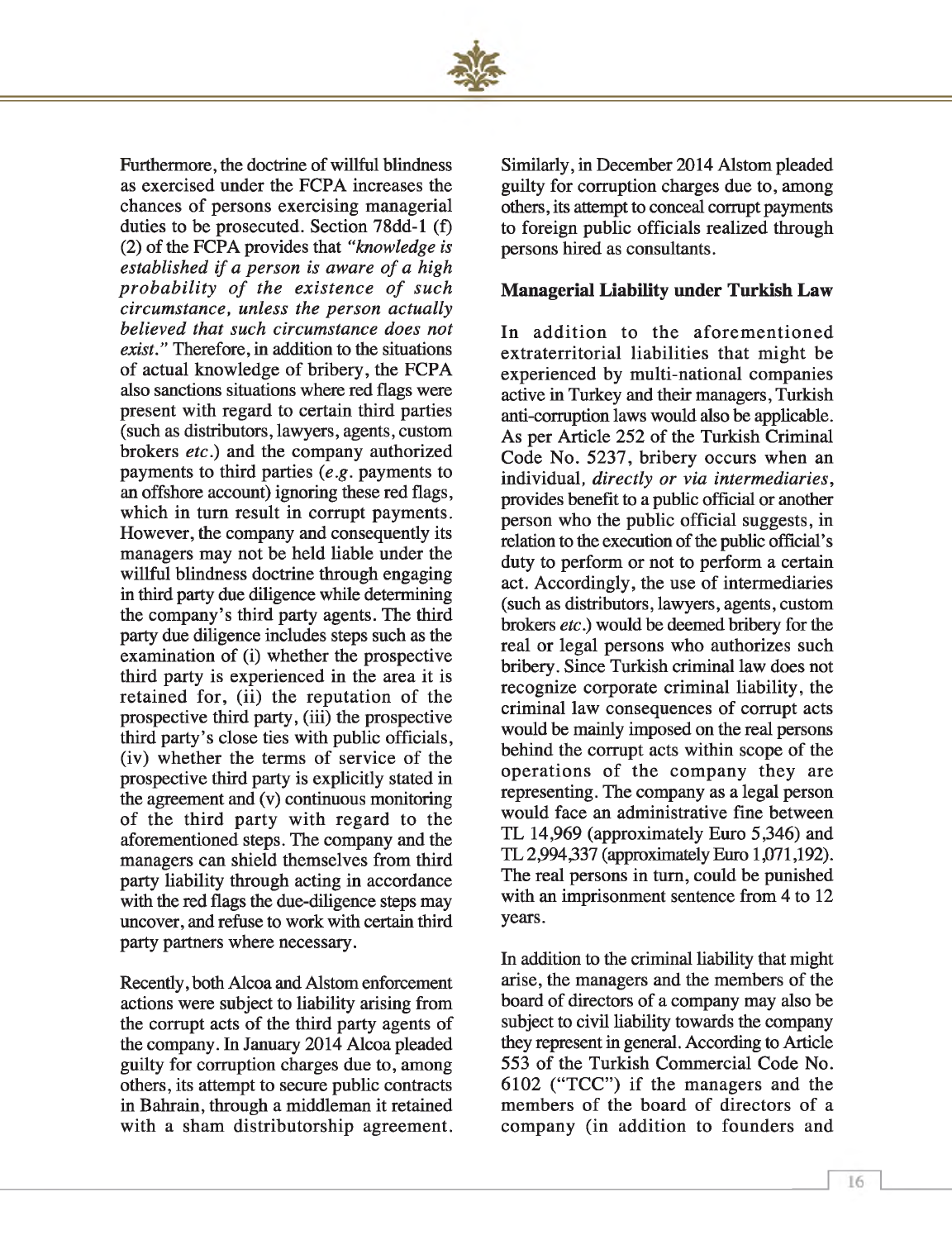Furthermore, the doctrine of willful blindness as exercised under the FCPA increases the chances of persons exercising managerial duties to be prosecuted. Section 78dd-1 (f) (2) of the FCPA provides that *"knowledge is established if a person is aware of a high probability of the existence of such circumstance, unless the person actually believed that such circumstance does not exist."* Therefore, in addition to the situations of actual knowledge of bribery, the FCPA also sanctions situations where red flags were present with regard to certain third parties (such as distributors, lawyers, agents, custom brokers *etc.*) and the company authorized payments to third parties (*e.g.* payments to an offshore account) ignoring these red flags, which in turn result in corrupt payments. However, the company and consequently its managers may not be held liable under the willful blindness doctrine through engaging in third party due diligence while determining the company's third party agents. The third party due diligence includes steps such as the examination of (i) whether the prospective third party is experienced in the area it is retained for, (ii) the reputation of the prospective third party, (iii) the prospective third party's close ties with public officials, (iv) whether the terms of service of the prospective third party is explicitly stated in the agreement and (v) continuous monitoring of the third party with regard to the aforementioned steps. The company and the managers can shield themselves from third party liability through acting in accordance with the red flags the due-diligence steps may uncover, and refuse to work with certain third party partners where necessary.

Recently, both Alcoa and Alstom enforcement actions were subject to liability arising from the corrupt acts of the third party agents of the company. In January 2014 Alcoa pleaded guilty for corruption charges due to, among others, its attempt to secure public contracts in Bahrain, through a middleman it retained with a sham distributorship agreement. Similarly, in December 2014 Alstom pleaded guilty for corruption charges due to, among others, its attempt to conceal corrupt payments to foreign public officials realized through persons hired as consultants.

**Managerial Liability under Turkish Law**

In addition to the aforementioned extraterritorial liabilities that might be experienced by multi-national companies active in Turkey and their managers, Turkish anti-corruption laws would also be applicable. As per Article 252 of the Turkish Criminal Code No. 5237, bribery occurs when an individual, *directly or via intermediaries*, provides benefit to a public official or another person who the public official suggests, in relation to the execution of the public official's duty to perform or not to perform a certain act. Accordingly, the use of intermediaries (such as distributors, lawyers, agents, custom brokers *etc.*) would be deemed bribery for the real or legal persons who authorizes such bribery. Since Turkish criminal law does not recognize corporate criminal liability, the criminal law consequences of corrupt acts would be mainly imposed on the real persons behind the corrupt acts within scope of the operations of the company they are representing. The company as a legal person would face an administrative fine between TL 14,969 (approximately Euro 5,346) and TL 2,994,337 (approximately Euro 1,071,192). The real persons in turn, could be punished with an imprisonment sentence from 4 to 12 years.

In addition to the criminal liability that might arise, the managers and the members of the board of directors of a company may also be subject to civil liability towards the company they represent in general. According to Article 553 of the Turkish Commercial Code No. 6102 ("TCC") if the managers and the members of the board of directors of a company (in addition to founders and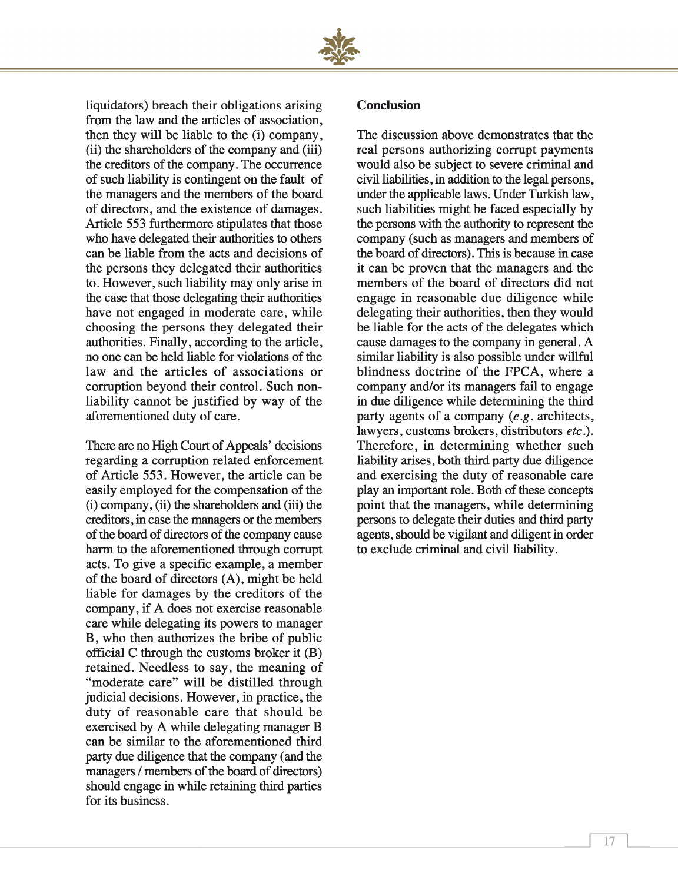liquidators) breach their obligations arising from the law and the articles of association, then they will be liable to the (i) company, (ii) the shareholders of the company and (iii) the creditors of the company. The occurrence of such liability is contingent on the fault of the managers and the members of the board of directors, and the existence of damages. Article 553 furthermore stipulates that those who have delegated their authorities to others can be liable from the acts and decisions of the persons they delegated their authorities to. However, such liability may only arise in the case that those delegating their authorities have not engaged in moderate care, while choosing the persons they delegated their authorities. Finally, according to the article, no one can be held liable for violations of the law and the articles of associations or corruption beyond their control. Such non-liability cannot be justified by way of the aforementioned duty of care.

There are no High Court of Appeals' decisions regarding a corruption related enforcement of Article 553. However, the article can be easily employed for the compensation of the (i) company, (ii) the shareholders and (iii) the creditors, in case the managers or the members of the board of directors of the company cause harm to the aforementioned through corrupt acts. To give a specific example, a member of the board of directors (A), might be held liable for damages by the creditors of the company, if A does not exercise reasonable care while delegating its powers to manager B, who then authorizes the bribe of public official C through the customs broker it (B) retained. Needless to say, the meaning of "moderate care" will be distilled through judicial decisions. However, in practice, the duty of reasonable care that should be exercised by A while delegating manager B can be similar to the aforementioned third party due diligence that the company (and the managers / members of the board of directors) should engage in while retaining third parties for its business.

**Conclusion**

The discussion above demonstrates that the real persons authorizing corrupt payments would also be subject to severe criminal and civil liabilities, in addition to the legal persons, under the applicable laws. Under Turkish law, such liabilities might be faced especially by the persons with the authority to represent the company (such as managers and members of the board of directors). This is because in case it can be proven that the managers and the members of the board of directors did not engage in reasonable due diligence while delegating their authorities, then they would be liable for the acts of the delegates which cause damages to the company in general. A similar liability is also possible under willful blindness doctrine of the FPCA, where a company and/or its managers fail to engage in due diligence while determining the third party agents of a company (*e.g.* architects, lawyers, customs brokers, distributors *etc.*). Therefore, in determining whether such liability arises, both third party due diligence and exercising the duty of reasonable care play an important role. Both of these concepts point that the managers, while determining persons to delegate their duties and third party agents, should be vigilant and diligent in order to exclude criminal and civil liability.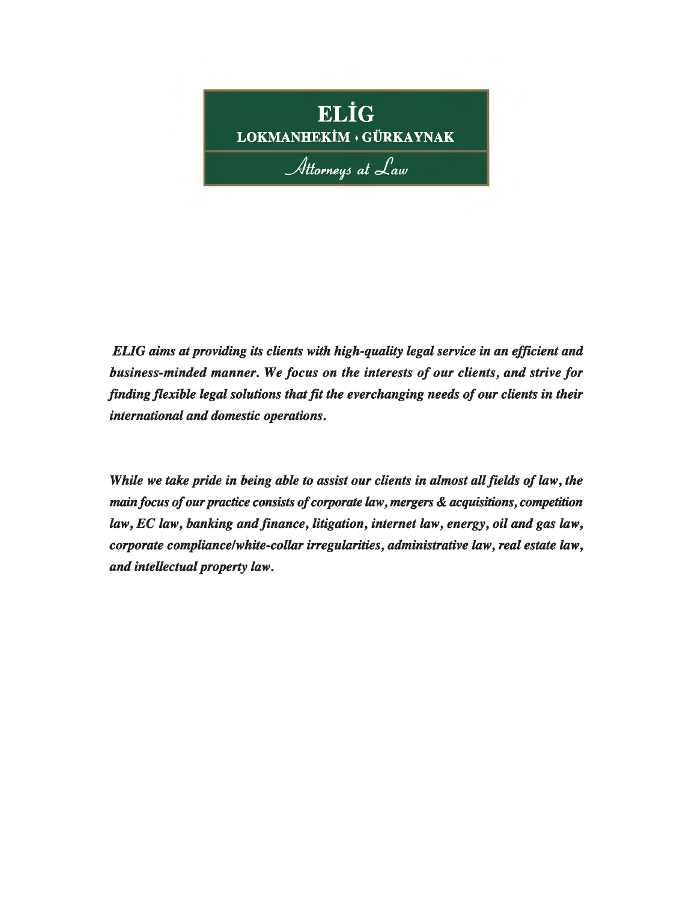**ELİG**

**LOKMANHEKİM • GÜRKAYNAK**

*Attorneys at Law*

***ELIG aims at providing its clients with high-quality legal service in an efficient and business-minded manner. We focus on the interests of our clients, and strive for finding flexible legal solutions that fit the everchanging needs of our clients in their international and domestic operations.***

***While we take pride in being able to assist our clients in almost all fields of law, the main focus of our practice consists of corporate law, mergers & acquisitions, competition law, EC law, banking and finance, litigation, internet law, energy, oil and gas law, corporate compliance/white-collar irregularities, administrative law, real estate law, and intellectual property law.***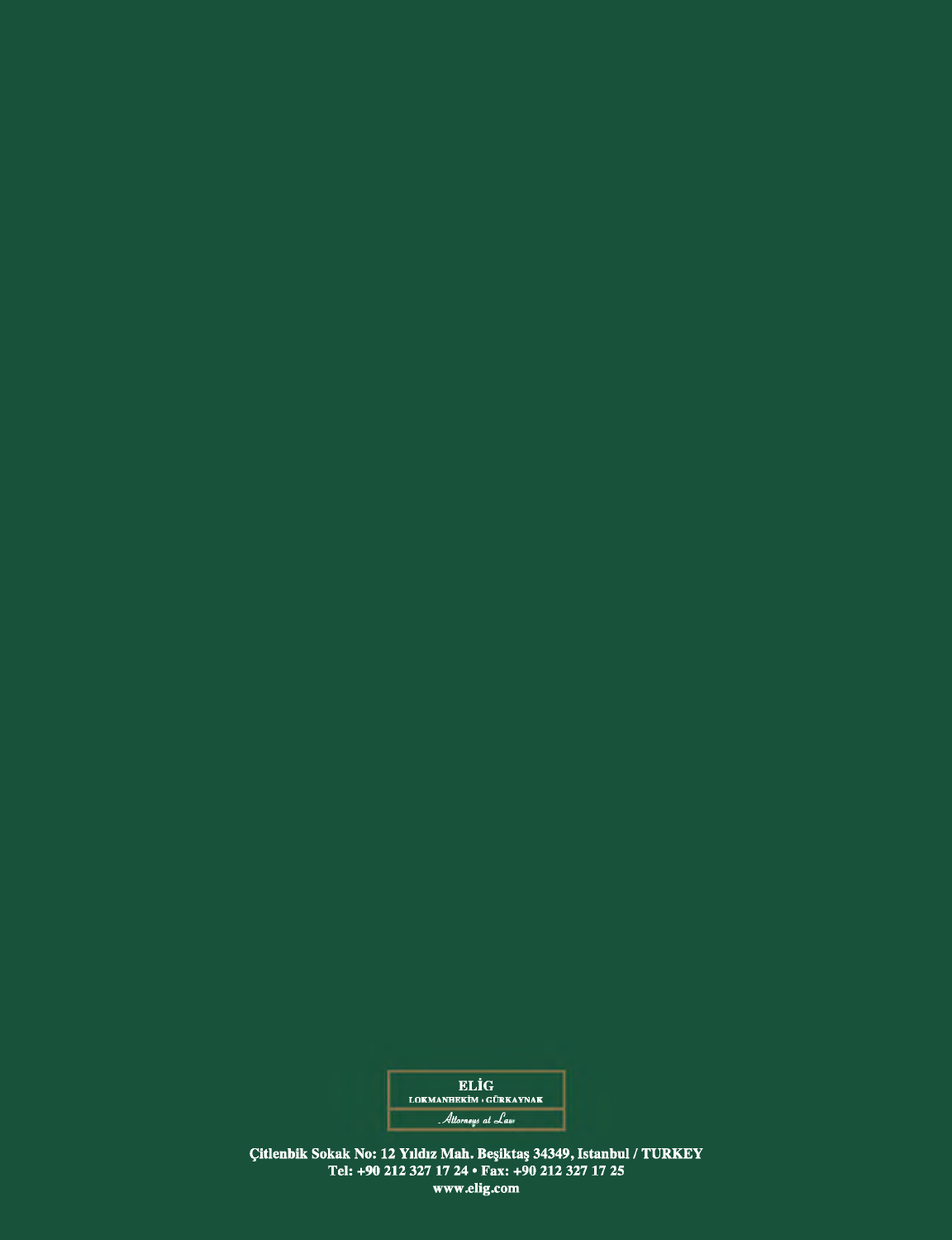ELİG

LOKMANHEKİM · GÜRKAYNAK

*Attorneys at Law*

Çitlenbik Sokak No: 12 Yıldız Mah. Beşiktaş 34349, Istanbul / TURKEY
Tel: +90 212 327 17 24 • Fax: +90 212 327 17 25
www.elig.com